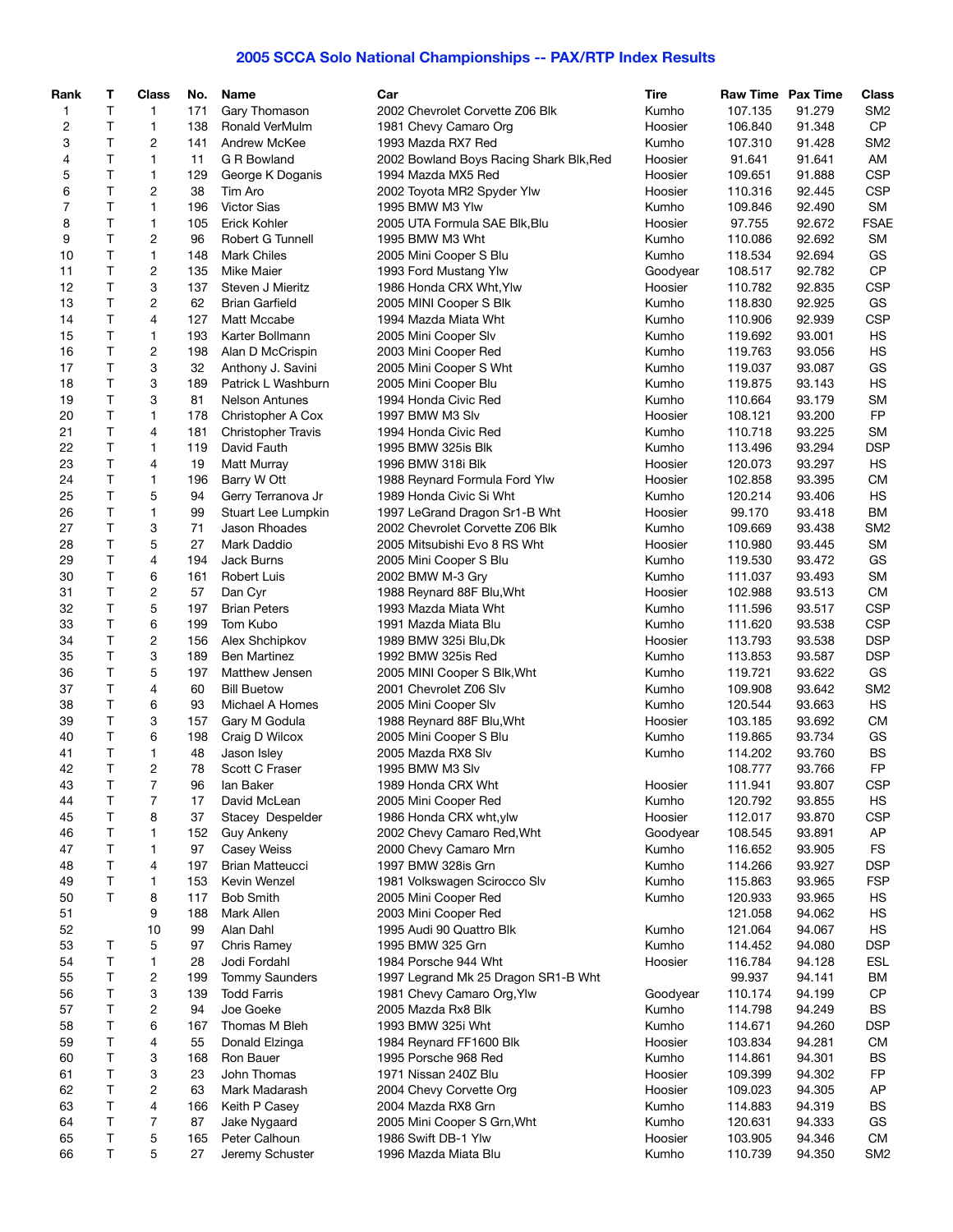# 2005 SCCA Solo National Championships -- PAX/RTP Index Results

| Rank | T | Class | No. | Name | Car | Tire | Raw Time | Pax Time | Class |
|---|---|---|---|---|---|---|---|---|---|
| 1 | T | 1 | 171 | Gary Thomason | 2002 Chevrolet Corvette Z06 Blk | Kumho | 107.135 | 91.279 | SM2 |
| 2 | T | 1 | 138 | Ronald VerMulm | 1981 Chevy Camaro Org | Hoosier | 106.840 | 91.348 | CP |
| 3 | T | 2 | 141 | Andrew McKee | 1993 Mazda RX7 Red | Kumho | 107.310 | 91.428 | SM2 |
| 4 | T | 1 | 11 | G R Bowland | 2002 Bowland Boys Racing Shark Blk,Red | Hoosier | 91.641 | 91.641 | AM |
| 5 | T | 1 | 129 | George K Doganis | 1994 Mazda MX5 Red | Hoosier | 109.651 | 91.888 | CSP |
| 6 | T | 2 | 38 | Tim Aro | 2002 Toyota MR2 Spyder Ylw | Hoosier | 110.316 | 92.445 | CSP |
| 7 | T | 1 | 196 | Victor Sias | 1995 BMW M3 Ylw | Kumho | 109.846 | 92.490 | SM |
| 8 | T | 1 | 105 | Erick Kohler | 2005 UTA Formula SAE Blk,Blu | Hoosier | 97.755 | 92.672 | FSAE |
| 9 | T | 2 | 96 | Robert G Tunnell | 1995 BMW M3 Wht | Kumho | 110.086 | 92.692 | SM |
| 10 | T | 1 | 148 | Mark Chiles | 2005 Mini Cooper S Blu | Kumho | 118.534 | 92.694 | GS |
| 11 | T | 2 | 135 | Mike Maier | 1993 Ford Mustang Ylw | Goodyear | 108.517 | 92.782 | CP |
| 12 | T | 3 | 137 | Steven J Mieritz | 1986 Honda CRX Wht,Ylw | Hoosier | 110.782 | 92.835 | CSP |
| 13 | T | 2 | 62 | Brian Garfield | 2005 MINI Cooper S Blk | Kumho | 118.830 | 92.925 | GS |
| 14 | T | 4 | 127 | Matt Mccabe | 1994 Mazda Miata Wht | Kumho | 110.906 | 92.939 | CSP |
| 15 | T | 1 | 193 | Karter Bollmann | 2005 Mini Cooper Slv | Kumho | 119.692 | 93.001 | HS |
| 16 | T | 2 | 198 | Alan D McCrispin | 2003 Mini Cooper Red | Kumho | 119.763 | 93.056 | HS |
| 17 | T | 3 | 32 | Anthony J. Savini | 2005 Mini Cooper S Wht | Kumho | 119.037 | 93.087 | GS |
| 18 | T | 3 | 189 | Patrick L Washburn | 2005 Mini Cooper Blu | Kumho | 119.875 | 93.143 | HS |
| 19 | T | 3 | 81 | Nelson Antunes | 1994 Honda Civic Red | Kumho | 110.664 | 93.179 | SM |
| 20 | T | 1 | 178 | Christopher A Cox | 1997 BMW M3 Slv | Hoosier | 108.121 | 93.200 | FP |
| 21 | T | 4 | 181 | Christopher Travis | 1994 Honda Civic Red | Kumho | 110.718 | 93.225 | SM |
| 22 | T | 1 | 119 | David Fauth | 1995 BMW 325is Blk | Kumho | 113.496 | 93.294 | DSP |
| 23 | T | 4 | 19 | Matt Murray | 1996 BMW 318i Blk | Hoosier | 120.073 | 93.297 | HS |
| 24 | T | 1 | 196 | Barry W Ott | 1988 Reynard Formula Ford Ylw | Hoosier | 102.858 | 93.395 | CM |
| 25 | T | 5 | 94 | Gerry Terranova Jr | 1989 Honda Civic Si Wht | Kumho | 120.214 | 93.406 | HS |
| 26 | T | 1 | 99 | Stuart Lee Lumpkin | 1997 LeGrand Dragon Sr1-B Wht | Hoosier | 99.170 | 93.418 | BM |
| 27 | T | 3 | 71 | Jason Rhoades | 2002 Chevrolet Corvette Z06 Blk | Kumho | 109.669 | 93.438 | SM2 |
| 28 | T | 5 | 27 | Mark Daddio | 2005 Mitsubishi Evo 8 RS Wht | Hoosier | 110.980 | 93.445 | SM |
| 29 | T | 4 | 194 | Jack Burns | 2005 Mini Cooper S Blu | Kumho | 119.530 | 93.472 | GS |
| 30 | T | 6 | 161 | Robert Luis | 2002 BMW M-3 Gry | Kumho | 111.037 | 93.493 | SM |
| 31 | T | 2 | 57 | Dan Cyr | 1988 Reynard 88F Blu,Wht | Hoosier | 102.988 | 93.513 | CM |
| 32 | T | 5 | 197 | Brian Peters | 1993 Mazda Miata Wht | Kumho | 111.596 | 93.517 | CSP |
| 33 | T | 6 | 199 | Tom Kubo | 1991 Mazda Miata Blu | Kumho | 111.620 | 93.538 | CSP |
| 34 | T | 2 | 156 | Alex Shchipkov | 1989 BMW 325i Blu,Dk | Hoosier | 113.793 | 93.538 | DSP |
| 35 | T | 3 | 189 | Ben Martinez | 1992 BMW 325is Red | Kumho | 113.853 | 93.587 | DSP |
| 36 | T | 5 | 197 | Matthew Jensen | 2005 MINI Cooper S Blk,Wht | Kumho | 119.721 | 93.622 | GS |
| 37 | T | 4 | 60 | Bill Buetow | 2001 Chevrolet Z06 Slv | Kumho | 109.908 | 93.642 | SM2 |
| 38 | T | 6 | 93 | Michael A Homes | 2005 Mini Cooper Slv | Kumho | 120.544 | 93.663 | HS |
| 39 | T | 3 | 157 | Gary M Godula | 1988 Reynard 88F Blu,Wht | Hoosier | 103.185 | 93.692 | CM |
| 40 | T | 6 | 198 | Craig D Wilcox | 2005 Mini Cooper S Blu | Kumho | 119.865 | 93.734 | GS |
| 41 | T | 1 | 48 | Jason Isley | 2005 Mazda RX8 Slv | Kumho | 114.202 | 93.760 | BS |
| 42 | T | 2 | 78 | Scott C Fraser | 1995 BMW M3 Slv | | 108.777 | 93.766 | FP |
| 43 | T | 7 | 96 | Ian Baker | 1989 Honda CRX Wht | Hoosier | 111.941 | 93.807 | CSP |
| 44 | T | 7 | 17 | David McLean | 2005 Mini Cooper Red | Kumho | 120.792 | 93.855 | HS |
| 45 | T | 8 | 37 | Stacey Despelder | 1986 Honda CRX wht,ylw | Hoosier | 112.017 | 93.870 | CSP |
| 46 | T | 1 | 152 | Guy Ankeny | 2002 Chevy Camaro Red,Wht | Goodyear | 108.545 | 93.891 | AP |
| 47 | T | 1 | 97 | Casey Weiss | 2000 Chevy Camaro Mrn | Kumho | 116.652 | 93.905 | FS |
| 48 | T | 4 | 197 | Brian Matteucci | 1997 BMW 328is Grn | Kumho | 114.266 | 93.927 | DSP |
| 49 | T | 1 | 153 | Kevin Wenzel | 1981 Volkswagen Scirocco Slv | Kumho | 115.863 | 93.965 | FSP |
| 50 | T | 8 | 117 | Bob Smith | 2005 Mini Cooper Red | Kumho | 120.933 | 93.965 | HS |
| 51 | | 9 | 188 | Mark Allen | 2003 Mini Cooper Red | | 121.058 | 94.062 | HS |
| 52 | | 10 | 99 | Alan Dahl | 1995 Audi 90 Quattro Blk | Kumho | 121.064 | 94.067 | HS |
| 53 | T | 5 | 97 | Chris Ramey | 1995 BMW 325 Grn | Kumho | 114.452 | 94.080 | DSP |
| 54 | T | 1 | 28 | Jodi Fordahl | 1984 Porsche 944 Wht | Hoosier | 116.784 | 94.128 | ESL |
| 55 | T | 2 | 199 | Tommy Saunders | 1997 Legrand Mk 25 Dragon SR1-B Wht | | 99.937 | 94.141 | BM |
| 56 | T | 3 | 139 | Todd Farris | 1981 Chevy Camaro Org,Ylw | Goodyear | 110.174 | 94.199 | CP |
| 57 | T | 2 | 94 | Joe Goeke | 2005 Mazda Rx8 Blk | Kumho | 114.798 | 94.249 | BS |
| 58 | T | 6 | 167 | Thomas M Bleh | 1993 BMW 325i Wht | Kumho | 114.671 | 94.260 | DSP |
| 59 | T | 4 | 55 | Donald Elzinga | 1984 Reynard FF1600 Blk | Hoosier | 103.834 | 94.281 | CM |
| 60 | T | 3 | 168 | Ron Bauer | 1995 Porsche 968 Red | Kumho | 114.861 | 94.301 | BS |
| 61 | T | 3 | 23 | John Thomas | 1971 Nissan 240Z Blu | Hoosier | 109.399 | 94.302 | FP |
| 62 | T | 2 | 63 | Mark Madarash | 2004 Chevy Corvette Org | Hoosier | 109.023 | 94.305 | AP |
| 63 | T | 4 | 166 | Keith P Casey | 2004 Mazda RX8 Grn | Kumho | 114.883 | 94.319 | BS |
| 64 | T | 7 | 87 | Jake Nygaard | 2005 Mini Cooper S Grn,Wht | Kumho | 120.631 | 94.333 | GS |
| 65 | T | 5 | 165 | Peter Calhoun | 1986 Swift DB-1 Ylw | Hoosier | 103.905 | 94.346 | CM |
| 66 | T | 5 | 27 | Jeremy Schuster | 1996 Mazda Miata Blu | Kumho | 110.739 | 94.350 | SM2 |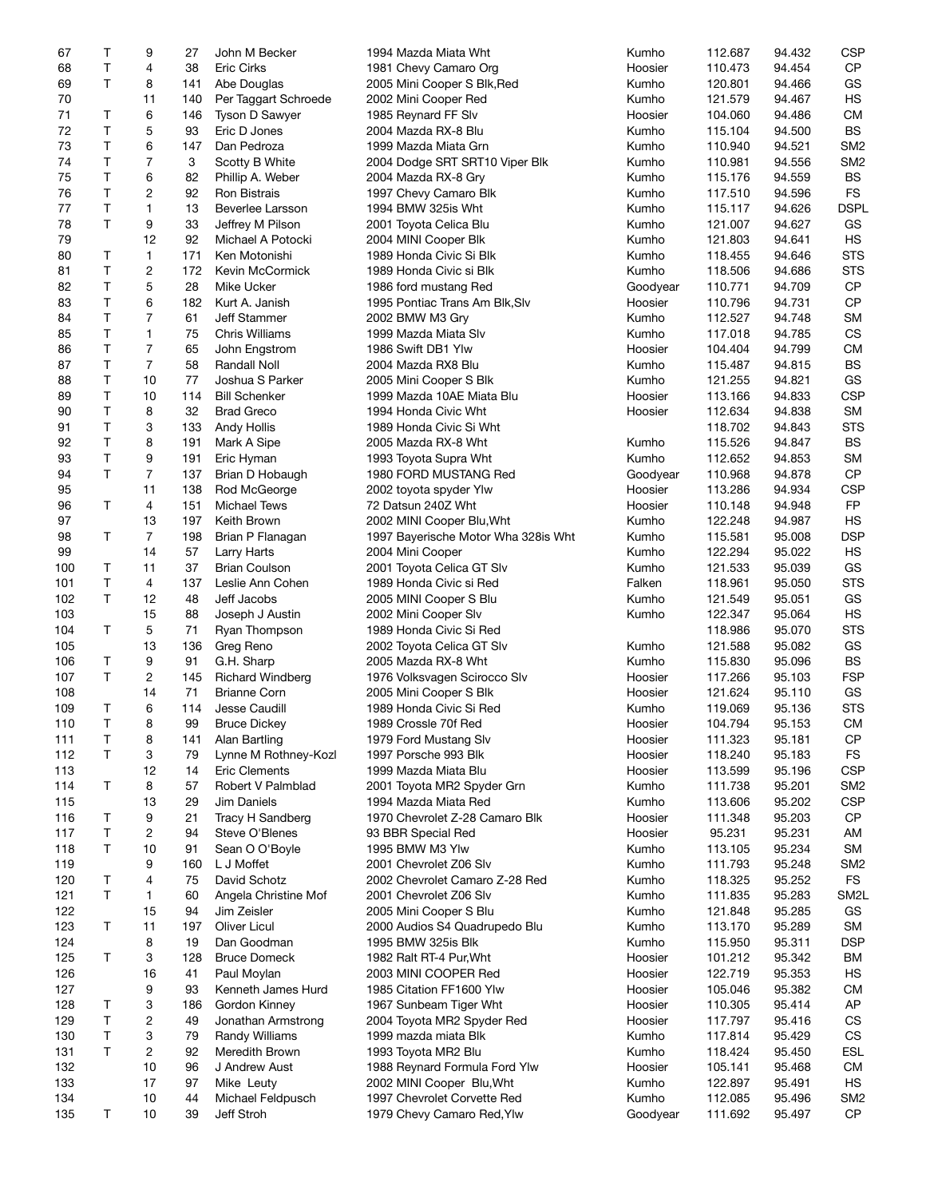| | | | | | | | | | |
|---|---|---|---|---|---|---|---|---|---|
| 67 | T | 9 | 27 | John M Becker | 1994 Mazda Miata Wht | Kumho | 112.687 | 94.432 | CSP |
| 68 | T | 4 | 38 | Eric Cirks | 1981 Chevy Camaro Org | Hoosier | 110.473 | 94.454 | CP |
| 69 | T | 8 | 141 | Abe Douglas | 2005 Mini Cooper S Blk,Red | Kumho | 120.801 | 94.466 | GS |
| 70 | | 11 | 140 | Per Taggart Schroede | 2002 Mini Cooper Red | Kumho | 121.579 | 94.467 | HS |
| 71 | T | 6 | 146 | Tyson D Sawyer | 1985 Reynard FF Slv | Hoosier | 104.060 | 94.486 | CM |
| 72 | T | 5 | 93 | Eric D Jones | 2004 Mazda RX-8 Blu | Kumho | 115.104 | 94.500 | BS |
| 73 | T | 6 | 147 | Dan Pedroza | 1999 Mazda Miata Grn | Kumho | 110.940 | 94.521 | SM2 |
| 74 | T | 7 | 3 | Scotty B White | 2004 Dodge SRT SRT10 Viper Blk | Kumho | 110.981 | 94.556 | SM2 |
| 75 | T | 6 | 82 | Phillip A. Weber | 2004 Mazda RX-8 Gry | Kumho | 115.176 | 94.559 | BS |
| 76 | T | 2 | 92 | Ron Bistrais | 1997 Chevy Camaro Blk | Kumho | 117.510 | 94.596 | FS |
| 77 | T | 1 | 13 | Beverlee Larsson | 1994 BMW 325is Wht | Kumho | 115.117 | 94.626 | DSPL |
| 78 | T | 9 | 33 | Jeffrey M Pilson | 2001 Toyota Celica Blu | Kumho | 121.007 | 94.627 | GS |
| 79 | | 12 | 92 | Michael A Potocki | 2004 MINI Cooper Blk | Kumho | 121.803 | 94.641 | HS |
| 80 | T | 1 | 171 | Ken Motonishi | 1989 Honda Civic Si Blk | Kumho | 118.455 | 94.646 | STS |
| 81 | T | 2 | 172 | Kevin McCormick | 1989 Honda Civic si Blk | Kumho | 118.506 | 94.686 | STS |
| 82 | T | 5 | 28 | Mike Ucker | 1986 ford mustang Red | Goodyear | 110.771 | 94.709 | CP |
| 83 | T | 6 | 182 | Kurt A. Janish | 1995 Pontiac Trans Am Blk,Slv | Hoosier | 110.796 | 94.731 | CP |
| 84 | T | 7 | 61 | Jeff Stammer | 2002 BMW M3 Gry | Kumho | 112.527 | 94.748 | SM |
| 85 | T | 1 | 75 | Chris Williams | 1999 Mazda Miata Slv | Kumho | 117.018 | 94.785 | CS |
| 86 | T | 7 | 65 | John Engstrom | 1986 Swift DB1 Ylw | Hoosier | 104.404 | 94.799 | CM |
| 87 | T | 7 | 58 | Randall Noll | 2004 Mazda RX8 Blu | Kumho | 115.487 | 94.815 | BS |
| 88 | T | 10 | 77 | Joshua S Parker | 2005 Mini Cooper S Blk | Kumho | 121.255 | 94.821 | GS |
| 89 | T | 10 | 114 | Bill Schenker | 1999 Mazda 10AE Miata Blu | Hoosier | 113.166 | 94.833 | CSP |
| 90 | T | 8 | 32 | Brad Greco | 1994 Honda Civic Wht | Hoosier | 112.634 | 94.838 | SM |
| 91 | T | 3 | 133 | Andy Hollis | 1989 Honda Civic Si Wht | | 118.702 | 94.843 | STS |
| 92 | T | 8 | 191 | Mark A Sipe | 2005 Mazda RX-8 Wht | Kumho | 115.526 | 94.847 | BS |
| 93 | T | 9 | 191 | Eric Hyman | 1993 Toyota Supra Wht | Kumho | 112.652 | 94.853 | SM |
| 94 | T | 7 | 137 | Brian D Hobaugh | 1980 FORD MUSTANG Red | Goodyear | 110.968 | 94.878 | CP |
| 95 | | 11 | 138 | Rod McGeorge | 2002 toyota spyder Ylw | Hoosier | 113.286 | 94.934 | CSP |
| 96 | T | 4 | 151 | Michael Tews | 72 Datsun 240Z Wht | Hoosier | 110.148 | 94.948 | FP |
| 97 | | 13 | 197 | Keith Brown | 2002 MINI Cooper Blu,Wht | Kumho | 122.248 | 94.987 | HS |
| 98 | T | 7 | 198 | Brian P Flanagan | 1997 Bayerische Motor Wha 328is Wht | Kumho | 115.581 | 95.008 | DSP |
| 99 | | 14 | 57 | Larry Harts | 2004 Mini Cooper | Kumho | 122.294 | 95.022 | HS |
| 100 | T | 11 | 37 | Brian Coulson | 2001 Toyota Celica GT Slv | Kumho | 121.533 | 95.039 | GS |
| 101 | T | 4 | 137 | Leslie Ann Cohen | 1989 Honda Civic si Red | Falken | 118.961 | 95.050 | STS |
| 102 | T | 12 | 48 | Jeff Jacobs | 2005 MINI Cooper S Blu | Kumho | 121.549 | 95.051 | GS |
| 103 | | 15 | 88 | Joseph J Austin | 2002 Mini Cooper Slv | Kumho | 122.347 | 95.064 | HS |
| 104 | T | 5 | 71 | Ryan Thompson | 1989 Honda Civic Si Red | | 118.986 | 95.070 | STS |
| 105 | | 13 | 136 | Greg Reno | 2002 Toyota Celica GT Slv | Kumho | 121.588 | 95.082 | GS |
| 106 | T | 9 | 91 | G.H. Sharp | 2005 Mazda RX-8 Wht | Kumho | 115.830 | 95.096 | BS |
| 107 | T | 2 | 145 | Richard Windberg | 1976 Volksvagen Scirocco Slv | Hoosier | 117.266 | 95.103 | FSP |
| 108 | | 14 | 71 | Brianne Corn | 2005 Mini Cooper S Blk | Hoosier | 121.624 | 95.110 | GS |
| 109 | T | 6 | 114 | Jesse Caudill | 1989 Honda Civic Si Red | Kumho | 119.069 | 95.136 | STS |
| 110 | T | 8 | 99 | Bruce Dickey | 1989 Crossle 70f Red | Hoosier | 104.794 | 95.153 | CM |
| 111 | T | 8 | 141 | Alan Bartling | 1979 Ford Mustang Slv | Hoosier | 111.323 | 95.181 | CP |
| 112 | T | 3 | 79 | Lynne M Rothney-Kozl | 1997 Porsche 993 Blk | Hoosier | 118.240 | 95.183 | FS |
| 113 | | 12 | 14 | Eric Clements | 1999 Mazda Miata Blu | Hoosier | 113.599 | 95.196 | CSP |
| 114 | T | 8 | 57 | Robert V Palmblad | 2001 Toyota MR2 Spyder Grn | Kumho | 111.738 | 95.201 | SM2 |
| 115 | | 13 | 29 | Jim Daniels | 1994 Mazda Miata Red | Kumho | 113.606 | 95.202 | CSP |
| 116 | T | 9 | 21 | Tracy H Sandberg | 1970 Chevrolet Z-28 Camaro Blk | Hoosier | 111.348 | 95.203 | CP |
| 117 | T | 2 | 94 | Steve O'Blenes | 93 BBR Special Red | Hoosier | 95.231 | 95.231 | AM |
| 118 | T | 10 | 91 | Sean O O'Boyle | 1995 BMW M3 Ylw | Kumho | 113.105 | 95.234 | SM |
| 119 | | 9 | 160 | L J Moffet | 2001 Chevrolet Z06 Slv | Kumho | 111.793 | 95.248 | SM2 |
| 120 | T | 4 | 75 | David Schotz | 2002 Chevrolet Camaro Z-28 Red | Kumho | 118.325 | 95.252 | FS |
| 121 | T | 1 | 60 | Angela Christine Mof | 2001 Chevrolet Z06 Slv | Kumho | 111.835 | 95.283 | SM2L |
| 122 | | 15 | 94 | Jim Zeisler | 2005 Mini Cooper S Blu | Kumho | 121.848 | 95.285 | GS |
| 123 | T | 11 | 197 | Oliver Licul | 2000 Audios S4 Quadrupedo Blu | Kumho | 113.170 | 95.289 | SM |
| 124 | | 8 | 19 | Dan Goodman | 1995 BMW 325is Blk | Kumho | 115.950 | 95.311 | DSP |
| 125 | T | 3 | 128 | Bruce Domeck | 1982 Ralt RT-4 Pur,Wht | Hoosier | 101.212 | 95.342 | BM |
| 126 | | 16 | 41 | Paul Moylan | 2003 MINI COOPER Red | Hoosier | 122.719 | 95.353 | HS |
| 127 | | 9 | 93 | Kenneth James Hurd | 1985 Citation FF1600 Ylw | Hoosier | 105.046 | 95.382 | CM |
| 128 | T | 3 | 186 | Gordon Kinney | 1967 Sunbeam Tiger Wht | Hoosier | 110.305 | 95.414 | AP |
| 129 | T | 2 | 49 | Jonathan Armstrong | 2004 Toyota MR2 Spyder Red | Hoosier | 117.797 | 95.416 | CS |
| 130 | T | 3 | 79 | Randy Williams | 1999 mazda miata Blk | Kumho | 117.814 | 95.429 | CS |
| 131 | T | 2 | 92 | Meredith Brown | 1993 Toyota MR2 Blu | Kumho | 118.424 | 95.450 | ESL |
| 132 | | 10 | 96 | J Andrew Aust | 1988 Reynard Formula Ford Ylw | Hoosier | 105.141 | 95.468 | CM |
| 133 | | 17 | 97 | Mike Leuty | 2002 MINI Cooper Blu,Wht | Kumho | 122.897 | 95.491 | HS |
| 134 | | 10 | 44 | Michael Feldpusch | 1997 Chevrolet Corvette Red | Kumho | 112.085 | 95.496 | SM2 |
| 135 | T | 10 | 39 | Jeff Stroh | 1979 Chevy Camaro Red,Ylw | Goodyear | 111.692 | 95.497 | CP |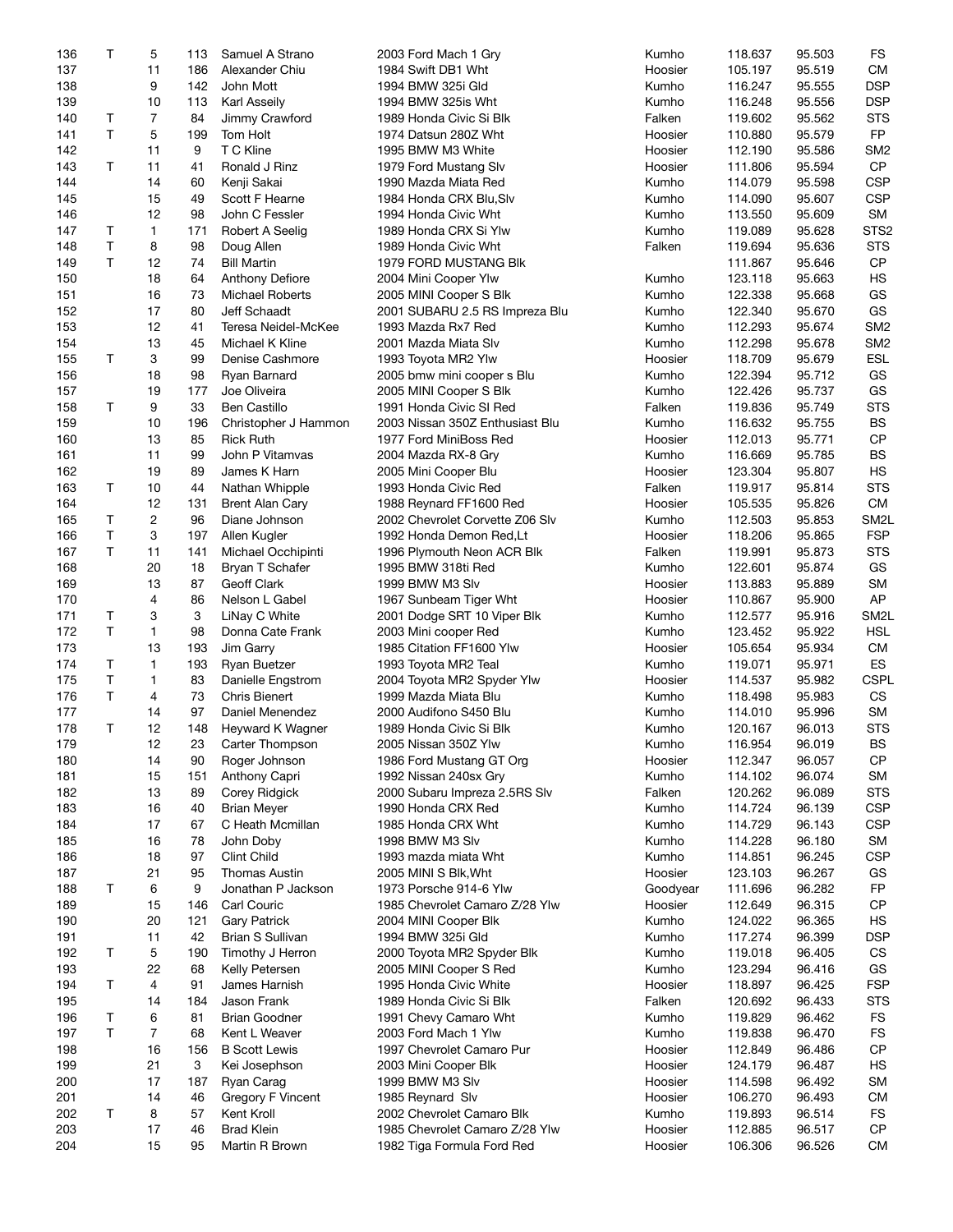| | | | | | | | | | |
|---|---|---|---|---|---|---|---|---|---|
| 136 | T | 5 | 113 | Samuel A Strano | 2003 Ford Mach 1 Gry | Kumho | 118.637 | 95.503 | FS |
| 137 | | 11 | 186 | Alexander Chiu | 1984 Swift DB1 Wht | Hoosier | 105.197 | 95.519 | CM |
| 138 | | 9 | 142 | John Mott | 1994 BMW 325i Gld | Kumho | 116.247 | 95.555 | DSP |
| 139 | | 10 | 113 | Karl Asseily | 1994 BMW 325is Wht | Kumho | 116.248 | 95.556 | DSP |
| 140 | T | 7 | 84 | Jimmy Crawford | 1989 Honda Civic Si Blk | Falken | 119.602 | 95.562 | STS |
| 141 | T | 5 | 199 | Tom Holt | 1974 Datsun 280Z Wht | Hoosier | 110.880 | 95.579 | FP |
| 142 | | 11 | 9 | T C Kline | 1995 BMW M3 White | Hoosier | 112.190 | 95.586 | SM2 |
| 143 | T | 11 | 41 | Ronald J Rinz | 1979 Ford Mustang Slv | Hoosier | 111.806 | 95.594 | CP |
| 144 | | 14 | 60 | Kenji Sakai | 1990 Mazda Miata Red | Kumho | 114.079 | 95.598 | CSP |
| 145 | | 15 | 49 | Scott F Hearne | 1984 Honda CRX Blu,Slv | Kumho | 114.090 | 95.607 | CSP |
| 146 | | 12 | 98 | John C Fessler | 1994 Honda Civic Wht | Kumho | 113.550 | 95.609 | SM |
| 147 | T | 1 | 171 | Robert A Seelig | 1989 Honda CRX Si Ylw | Kumho | 119.089 | 95.628 | STS2 |
| 148 | T | 8 | 98 | Doug Allen | 1989 Honda Civic Wht | Falken | 119.694 | 95.636 | STS |
| 149 | T | 12 | 74 | Bill Martin | 1979 FORD MUSTANG Blk | | 111.867 | 95.646 | CP |
| 150 | | 18 | 64 | Anthony Defiore | 2004 Mini Cooper Ylw | Kumho | 123.118 | 95.663 | HS |
| 151 | | 16 | 73 | Michael Roberts | 2005 MINI Cooper S Blk | Kumho | 122.338 | 95.668 | GS |
| 152 | | 17 | 80 | Jeff Schaadt | 2001 SUBARU 2.5 RS Impreza Blu | Kumho | 122.340 | 95.670 | GS |
| 153 | | 12 | 41 | Teresa Neidel-McKee | 1993 Mazda Rx7 Red | Kumho | 112.293 | 95.674 | SM2 |
| 154 | | 13 | 45 | Michael K Kline | 2001 Mazda Miata Slv | Kumho | 112.298 | 95.678 | SM2 |
| 155 | T | 3 | 99 | Denise Cashmore | 1993 Toyota MR2 Ylw | Hoosier | 118.709 | 95.679 | ESL |
| 156 | | 18 | 98 | Ryan Barnard | 2005 bmw mini cooper s Blu | Kumho | 122.394 | 95.712 | GS |
| 157 | | 19 | 177 | Joe Oliveira | 2005 MINI Cooper S Blk | Kumho | 122.426 | 95.737 | GS |
| 158 | T | 9 | 33 | Ben Castillo | 1991 Honda Civic SI Red | Falken | 119.836 | 95.749 | STS |
| 159 | | 10 | 196 | Christopher J Hammon | 2003 Nissan 350Z Enthusiast Blu | Kumho | 116.632 | 95.755 | BS |
| 160 | | 13 | 85 | Rick Ruth | 1977 Ford MiniBoss Red | Hoosier | 112.013 | 95.771 | CP |
| 161 | | 11 | 99 | John P Vitamvas | 2004 Mazda RX-8 Gry | Kumho | 116.669 | 95.785 | BS |
| 162 | | 19 | 89 | James K Harn | 2005 Mini Cooper Blu | Hoosier | 123.304 | 95.807 | HS |
| 163 | T | 10 | 44 | Nathan Whipple | 1993 Honda Civic Red | Falken | 119.917 | 95.814 | STS |
| 164 | | 12 | 131 | Brent Alan Cary | 1988 Reynard FF1600 Red | Hoosier | 105.535 | 95.826 | CM |
| 165 | T | 2 | 96 | Diane Johnson | 2002 Chevrolet Corvette Z06 Slv | Kumho | 112.503 | 95.853 | SM2L |
| 166 | T | 3 | 197 | Allen Kugler | 1992 Honda Demon Red,Lt | Hoosier | 118.206 | 95.865 | FSP |
| 167 | T | 11 | 141 | Michael Occhipinti | 1996 Plymouth Neon ACR Blk | Falken | 119.991 | 95.873 | STS |
| 168 | | 20 | 18 | Bryan T Schafer | 1995 BMW 318ti Red | Kumho | 122.601 | 95.874 | GS |
| 169 | | 13 | 87 | Geoff Clark | 1999 BMW M3 Slv | Hoosier | 113.883 | 95.889 | SM |
| 170 | | 4 | 86 | Nelson L Gabel | 1967 Sunbeam Tiger Wht | Hoosier | 110.867 | 95.900 | AP |
| 171 | T | 3 | 3 | LiNay C White | 2001 Dodge SRT 10 Viper Blk | Kumho | 112.577 | 95.916 | SM2L |
| 172 | T | 1 | 98 | Donna Cate Frank | 2003 Mini cooper Red | Kumho | 123.452 | 95.922 | HSL |
| 173 | | 13 | 193 | Jim Garry | 1985 Citation FF1600 Ylw | Hoosier | 105.654 | 95.934 | CM |
| 174 | T | 1 | 193 | Ryan Buetzer | 1993 Toyota MR2 Teal | Kumho | 119.071 | 95.971 | ES |
| 175 | T | 1 | 83 | Danielle Engstrom | 2004 Toyota MR2 Spyder Ylw | Hoosier | 114.537 | 95.982 | CSPL |
| 176 | T | 4 | 73 | Chris Bienert | 1999 Mazda Miata Blu | Kumho | 118.498 | 95.983 | CS |
| 177 | | 14 | 97 | Daniel Menendez | 2000 Audifono S450 Blu | Kumho | 114.010 | 95.996 | SM |
| 178 | T | 12 | 148 | Heyward K Wagner | 1989 Honda Civic Si Blk | Kumho | 120.167 | 96.013 | STS |
| 179 | | 12 | 23 | Carter Thompson | 2005 Nissan 350Z Ylw | Kumho | 116.954 | 96.019 | BS |
| 180 | | 14 | 90 | Roger Johnson | 1986 Ford Mustang GT Org | Hoosier | 112.347 | 96.057 | CP |
| 181 | | 15 | 151 | Anthony Capri | 1992 Nissan 240sx Gry | Kumho | 114.102 | 96.074 | SM |
| 182 | | 13 | 89 | Corey Ridgick | 2000 Subaru Impreza 2.5RS Slv | Falken | 120.262 | 96.089 | STS |
| 183 | | 16 | 40 | Brian Meyer | 1990 Honda CRX Red | Kumho | 114.724 | 96.139 | CSP |
| 184 | | 17 | 67 | C Heath Mcmillan | 1985 Honda CRX Wht | Kumho | 114.729 | 96.143 | CSP |
| 185 | | 16 | 78 | John Doby | 1998 BMW M3 Slv | Kumho | 114.228 | 96.180 | SM |
| 186 | | 18 | 97 | Clint Child | 1993 mazda miata Wht | Kumho | 114.851 | 96.245 | CSP |
| 187 | | 21 | 95 | Thomas Austin | 2005 MINI S Blk,Wht | Hoosier | 123.103 | 96.267 | GS |
| 188 | T | 6 | 9 | Jonathan P Jackson | 1973 Porsche 914-6 Ylw | Goodyear | 111.696 | 96.282 | FP |
| 189 | | 15 | 146 | Carl Couric | 1985 Chevrolet Camaro Z/28 Ylw | Hoosier | 112.649 | 96.315 | CP |
| 190 | | 20 | 121 | Gary Patrick | 2004 MINI Cooper Blk | Kumho | 124.022 | 96.365 | HS |
| 191 | | 11 | 42 | Brian S Sullivan | 1994 BMW 325i Gld | Kumho | 117.274 | 96.399 | DSP |
| 192 | T | 5 | 190 | Timothy J Herron | 2000 Toyota MR2 Spyder Blk | Kumho | 119.018 | 96.405 | CS |
| 193 | | 22 | 68 | Kelly Petersen | 2005 MINI Cooper S Red | Kumho | 123.294 | 96.416 | GS |
| 194 | T | 4 | 91 | James Harnish | 1995 Honda Civic White | Hoosier | 118.897 | 96.425 | FSP |
| 195 | | 14 | 184 | Jason Frank | 1989 Honda Civic Si Blk | Falken | 120.692 | 96.433 | STS |
| 196 | T | 6 | 81 | Brian Goodner | 1991 Chevy Camaro Wht | Kumho | 119.829 | 96.462 | FS |
| 197 | T | 7 | 68 | Kent L Weaver | 2003 Ford Mach 1 Ylw | Kumho | 119.838 | 96.470 | FS |
| 198 | | 16 | 156 | B Scott Lewis | 1997 Chevrolet Camaro Pur | Hoosier | 112.849 | 96.486 | CP |
| 199 | | 21 | 3 | Kei Josephson | 2003 Mini Cooper Blk | Hoosier | 124.179 | 96.487 | HS |
| 200 | | 17 | 187 | Ryan Carag | 1999 BMW M3 Slv | Hoosier | 114.598 | 96.492 | SM |
| 201 | | 14 | 46 | Gregory F Vincent | 1985 Reynard Slv | Hoosier | 106.270 | 96.493 | CM |
| 202 | T | 8 | 57 | Kent Kroll | 2002 Chevrolet Camaro Blk | Kumho | 119.893 | 96.514 | FS |
| 203 | | 17 | 46 | Brad Klein | 1985 Chevrolet Camaro Z/28 Ylw | Hoosier | 112.885 | 96.517 | CP |
| 204 | | 15 | 95 | Martin R Brown | 1982 Tiga Formula Ford Red | Hoosier | 106.306 | 96.526 | CM |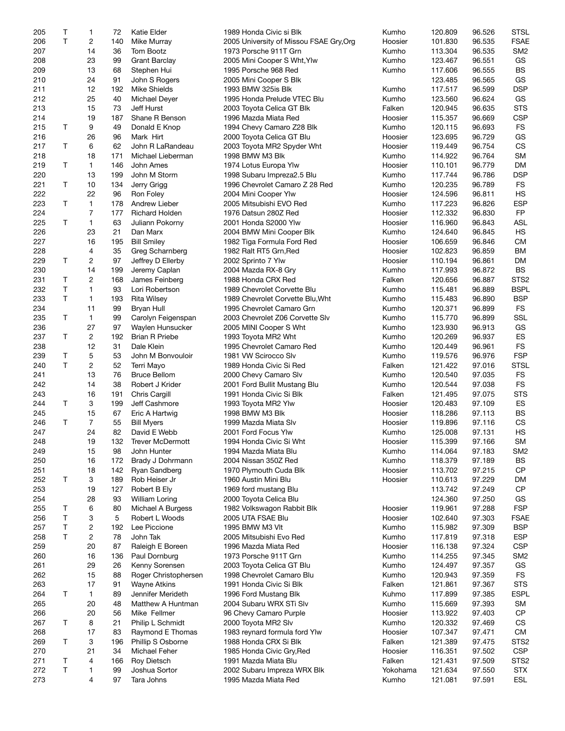| | | | | | | | | | |
|---|---|---|---|---|---|---|---|---|---|
| 205 | T | 1 | 72 | Katie Elder | 1989 Honda Civic si Blk | Kumho | 120.809 | 96.526 | STSL |
| 206 | T | 2 | 140 | Mike Murray | 2005 University of Missou FSAE Gry,Org | Hoosier | 101.830 | 96.535 | FSAE |
| 207 | | 14 | 36 | Tom Bootz | 1973 Porsche 911T Grn | Kumho | 113.304 | 96.535 | SM2 |
| 208 | | 23 | 99 | Grant Barclay | 2005 Mini Cooper S Wht,Ylw | Kumho | 123.467 | 96.551 | GS |
| 209 | | 13 | 68 | Stephen Hui | 1995 Porsche 968 Red | Kumho | 117.606 | 96.555 | BS |
| 210 | | 24 | 91 | John S Rogers | 2005 Mini Cooper S Blk | | 123.485 | 96.565 | GS |
| 211 | | 12 | 192 | Mike Shields | 1993 BMW 325is Blk | Kumho | 117.517 | 96.599 | DSP |
| 212 | | 25 | 40 | Michael Deyer | 1995 Honda Prelude VTEC Blu | Kumho | 123.560 | 96.624 | GS |
| 213 | | 15 | 73 | Jeff Hurst | 2003 Toyota Celica GT Blk | Falken | 120.945 | 96.635 | STS |
| 214 | | 19 | 187 | Shane R Benson | 1996 Mazda Miata Red | Hoosier | 115.357 | 96.669 | CSP |
| 215 | T | 9 | 49 | Donald E Knop | 1994 Chevy Camaro Z28 Blk | Kumho | 120.115 | 96.693 | FS |
| 216 | | 26 | 96 | Mark Hirt | 2000 Toyota Celica GT Blu | Hoosier | 123.695 | 96.729 | GS |
| 217 | T | 6 | 62 | John R LaRandeau | 2003 Toyota MR2 Spyder Wht | Hoosier | 119.449 | 96.754 | CS |
| 218 | | 18 | 171 | Michael Lieberman | 1998 BMW M3 Blk | Kumho | 114.922 | 96.764 | SM |
| 219 | T | 1 | 146 | John Ames | 1974 Lotus Europa Ylw | Hoosier | 110.101 | 96.779 | DM |
| 220 | | 13 | 199 | John M Storm | 1998 Subaru Impreza2.5 Blu | Kumho | 117.744 | 96.786 | DSP |
| 221 | T | 10 | 134 | Jerry Grigg | 1996 Chevrolet Camaro Z 28 Red | Kumho | 120.235 | 96.789 | FS |
| 222 | | 22 | 96 | Ron Foley | 2004 Mini Cooper Ylw | Hoosier | 124.596 | 96.811 | HS |
| 223 | T | 1 | 178 | Andrew Lieber | 2005 Mitsubishi EVO Red | Kumho | 117.223 | 96.826 | ESP |
| 224 | | 7 | 177 | Richard Holden | 1976 Datsun 280Z Red | Hoosier | 112.332 | 96.830 | FP |
| 225 | T | 1 | 63 | Juliann Pokorny | 2001 Honda S2000 Ylw | Hoosier | 116.960 | 96.843 | ASL |
| 226 | | 23 | 21 | Dan Marx | 2004 BMW Mini Cooper Blk | Kumho | 124.640 | 96.845 | HS |
| 227 | | 16 | 195 | Bill Smiley | 1982 Tiga Formula Ford Red | Hoosier | 106.659 | 96.846 | CM |
| 228 | | 4 | 35 | Greg Scharnberg | 1982 Ralt RT5 Grn,Red | Hoosier | 102.823 | 96.859 | BM |
| 229 | T | 2 | 97 | Jeffrey D Ellerby | 2002 Sprinto 7 Ylw | Hoosier | 110.194 | 96.861 | DM |
| 230 | | 14 | 199 | Jeremy Caplan | 2004 Mazda RX-8 Gry | Kumho | 117.993 | 96.872 | BS |
| 231 | T | 2 | 168 | James Feinberg | 1988 Honda CRX Red | Falken | 120.656 | 96.887 | STS2 |
| 232 | T | 1 | 93 | Lori Robertson | 1989 Chevrolet Corvette Blu | Kumho | 115.481 | 96.889 | BSPL |
| 233 | T | 1 | 193 | Rita Wilsey | 1989 Chevrolet Corvette Blu,Wht | Kumho | 115.483 | 96.890 | BSP |
| 234 | | 11 | 99 | Bryan Hull | 1995 Chevrolet Camaro Grn | Kumho | 120.371 | 96.899 | FS |
| 235 | T | 1 | 99 | Carolyn Feigenspan | 2003 Chevrolet Z06 Corvette Slv | Kumho | 115.770 | 96.899 | SSL |
| 236 | | 27 | 97 | Waylen Hunsucker | 2005 MINI Cooper S Wht | Kumho | 123.930 | 96.913 | GS |
| 237 | T | 2 | 192 | Brian R Priebe | 1993 Toyota MR2 Wht | Kumho | 120.269 | 96.937 | ES |
| 238 | | 12 | 31 | Dale Klein | 1995 Chevrolet Camaro Red | Kumho | 120.449 | 96.961 | FS |
| 239 | T | 5 | 53 | John M Bonvouloir | 1981 VW Scirocco Slv | Kumho | 119.576 | 96.976 | FSP |
| 240 | T | 2 | 52 | Terri Mayo | 1989 Honda Civic Si Red | Falken | 121.422 | 97.016 | STSL |
| 241 | | 13 | 76 | Bruce Bellom | 2000 Chevy Camaro Slv | Kumho | 120.540 | 97.035 | FS |
| 242 | | 14 | 38 | Robert J Krider | 2001 Ford Bullit Mustang Blu | Kumho | 120.544 | 97.038 | FS |
| 243 | | 16 | 191 | Chris Cargill | 1991 Honda Civic Si Blk | Falken | 121.495 | 97.075 | STS |
| 244 | T | 3 | 199 | Jeff Cashmore | 1993 Toyota MR2 Ylw | Hoosier | 120.483 | 97.109 | ES |
| 245 | | 15 | 67 | Eric A Hartwig | 1998 BMW M3 Blk | Hoosier | 118.286 | 97.113 | BS |
| 246 | T | 7 | 55 | Bill Myers | 1999 Mazda Miata Slv | Hoosier | 119.896 | 97.116 | CS |
| 247 | | 24 | 82 | David E Webb | 2001 Ford Focus Ylw | Kumho | 125.008 | 97.131 | HS |
| 248 | | 19 | 132 | Trever McDermott | 1994 Honda Civic Si Wht | Hoosier | 115.399 | 97.166 | SM |
| 249 | | 15 | 98 | John Hunter | 1994 Mazda Miata Blu | Kumho | 114.064 | 97.183 | SM2 |
| 250 | | 16 | 172 | Brady J Dohrmann | 2004 Nissan 350Z Red | Kumho | 118.379 | 97.189 | BS |
| 251 | | 18 | 142 | Ryan Sandberg | 1970 Plymouth Cuda Blk | Hoosier | 113.702 | 97.215 | CP |
| 252 | T | 3 | 189 | Rob Heiser Jr | 1960 Austin Mini Blu | Hoosier | 110.613 | 97.229 | DM |
| 253 | | 19 | 127 | Robert B Ely | 1969 ford mustang Blu | | 113.742 | 97.249 | CP |
| 254 | | 28 | 93 | William Loring | 2000 Toyota Celica Blu | | 124.360 | 97.250 | GS |
| 255 | T | 6 | 80 | Michael A Burgess | 1982 Volkswagon Rabbit Blk | Hoosier | 119.961 | 97.288 | FSP |
| 256 | T | 3 | 5 | Robert L Woods | 2005 UTA FSAE Blu | Hoosier | 102.640 | 97.303 | FSAE |
| 257 | T | 2 | 192 | Lee Piccione | 1995 BMW M3 Vlt | Kumho | 115.982 | 97.309 | BSP |
| 258 | T | 2 | 78 | John Tak | 2005 Mitsubishi Evo Red | Kumho | 117.819 | 97.318 | ESP |
| 259 | | 20 | 87 | Raleigh E Boreen | 1996 Mazda Miata Red | Hoosier | 116.138 | 97.324 | CSP |
| 260 | | 16 | 136 | Paul Dornburg | 1973 Porsche 911T Grn | Kumho | 114.255 | 97.345 | SM2 |
| 261 | | 29 | 26 | Kenny Sorensen | 2003 Toyota Celica GT Blu | Kumho | 124.497 | 97.357 | GS |
| 262 | | 15 | 88 | Roger Christophersen | 1998 Chevrolet Camaro Blu | Kumho | 120.943 | 97.359 | FS |
| 263 | | 17 | 91 | Wayne Atkins | 1991 Honda Civic Si Blk | Falken | 121.861 | 97.367 | STS |
| 264 | T | 1 | 89 | Jennifer Merideth | 1996 Ford Mustang Blk | Kuhmo | 117.899 | 97.385 | ESPL |
| 265 | | 20 | 48 | Matthew A Huntman | 2004 Subaru WRX STi Slv | Kumho | 115.669 | 97.393 | SM |
| 266 | | 20 | 56 | Mike Fellmer | 96 Chevy Camaro Purple | Hoosier | 113.922 | 97.403 | CP |
| 267 | T | 8 | 21 | Philip L Schmidt | 2000 Toyota MR2 Slv | Kumho | 120.332 | 97.469 | CS |
| 268 | | 17 | 83 | Raymond E Thomas | 1983 reynard formula ford Ylw | Hoosier | 107.347 | 97.471 | CM |
| 269 | T | 3 | 196 | Phillip S Osborne | 1988 Honda CRX Si Blk | Falken | 121.389 | 97.475 | STS2 |
| 270 | | 21 | 34 | Michael Feher | 1985 Honda Civic Gry,Red | Hoosier | 116.351 | 97.502 | CSP |
| 271 | T | 4 | 166 | Roy Dietsch | 1991 Mazda Miata Blu | Falken | 121.431 | 97.509 | STS2 |
| 272 | T | 1 | 99 | Joshua Sortor | 2002 Subaru Impreza WRX Blk | Yokohama | 121.634 | 97.550 | STX |
| 273 | | 4 | 97 | Tara Johns | 1995 Mazda Miata Red | Kumho | 121.081 | 97.591 | ESL |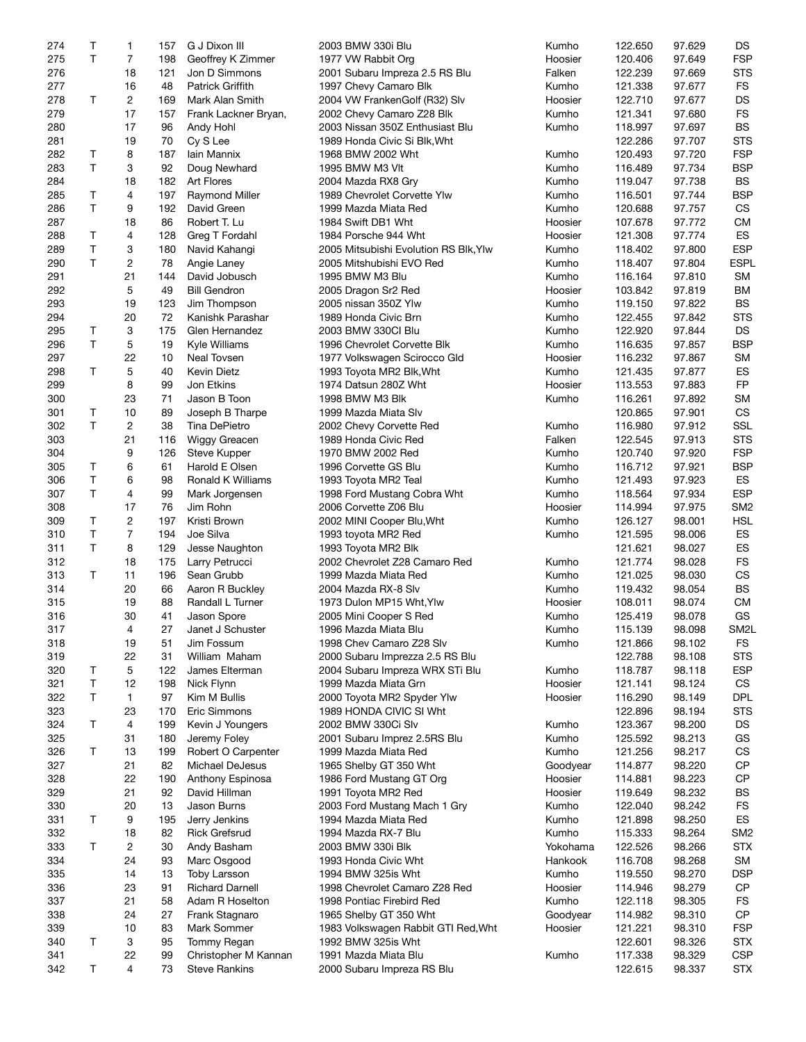| 274 | T | 1 | 157 | G J Dixon III | 2003 BMW 330i Blu | Kumho | 122.650 | 97.629 | DS |
|---|---|---|---|---|---|---|---|---|---|
| 275 | T | 7 | 198 | Geoffrey K Zimmer | 1977 VW Rabbit Org | Hoosier | 120.406 | 97.649 | FSP |
| 276 | | 18 | 121 | Jon D Simmons | 2001 Subaru Impreza 2.5 RS Blu | Falken | 122.239 | 97.669 | STS |
| 277 | | 16 | 48 | Patrick Griffith | 1997 Chevy Camaro Blk | Kumho | 121.338 | 97.677 | FS |
| 278 | T | 2 | 169 | Mark Alan Smith | 2004 VW FrankenGolf (R32) Slv | Hoosier | 122.710 | 97.677 | DS |
| 279 | | 17 | 157 | Frank Lackner Bryan, | 2002 Chevy Camaro Z28 Blk | Kumho | 121.341 | 97.680 | FS |
| 280 | | 17 | 96 | Andy Hohl | 2003 Nissan 350Z Enthusiast Blu | Kumho | 118.997 | 97.697 | BS |
| 281 | | 19 | 70 | Cy S Lee | 1989 Honda Civic Si Blk,Wht | | 122.286 | 97.707 | STS |
| 282 | T | 8 | 187 | Iain Mannix | 1968 BMW 2002 Wht | Kumho | 120.493 | 97.720 | FSP |
| 283 | T | 3 | 92 | Doug Newhard | 1995 BMW M3 Vlt | Kumho | 116.489 | 97.734 | BSP |
| 284 | | 18 | 182 | Art Flores | 2004 Mazda RX8 Gry | Kumho | 119.047 | 97.738 | BS |
| 285 | T | 4 | 197 | Raymond Miller | 1989 Chevrolet Corvette Ylw | Kumho | 116.501 | 97.744 | BSP |
| 286 | T | 9 | 192 | David Green | 1999 Mazda Miata Red | Kumho | 120.688 | 97.757 | CS |
| 287 | | 18 | 86 | Robert T. Lu | 1984 Swift DB1 Wht | Hoosier | 107.678 | 97.772 | CM |
| 288 | T | 4 | 128 | Greg T Fordahl | 1984 Porsche 944 Wht | Hoosier | 121.308 | 97.774 | ES |
| 289 | T | 3 | 180 | Navid Kahangi | 2005 Mitsubishi Evolution RS Blk,Ylw | Kumho | 118.402 | 97.800 | ESP |
| 290 | T | 2 | 78 | Angie Laney | 2005 Mitshubishi EVO Red | Kumho | 118.407 | 97.804 | ESPL |
| 291 | | 21 | 144 | David Jobusch | 1995 BMW M3 Blu | Kumho | 116.164 | 97.810 | SM |
| 292 | | 5 | 49 | Bill Gendron | 2005 Dragon Sr2 Red | Hoosier | 103.842 | 97.819 | BM |
| 293 | | 19 | 123 | Jim Thompson | 2005 nissan 350Z Ylw | Kumho | 119.150 | 97.822 | BS |
| 294 | | 20 | 72 | Kanishk Parashar | 1989 Honda Civic Brn | Kumho | 122.455 | 97.842 | STS |
| 295 | T | 3 | 175 | Glen Hernandez | 2003 BMW 330CI Blu | Kumho | 122.920 | 97.844 | DS |
| 296 | T | 5 | 19 | Kyle Williams | 1996 Chevrolet Corvette Blk | Kumho | 116.635 | 97.857 | BSP |
| 297 | | 22 | 10 | Neal Tovsen | 1977 Volkswagen Scirocco Gld | Hoosier | 116.232 | 97.867 | SM |
| 298 | T | 5 | 40 | Kevin Dietz | 1993 Toyota MR2 Blk,Wht | Kumho | 121.435 | 97.877 | ES |
| 299 | | 8 | 99 | Jon Etkins | 1974 Datsun 280Z Wht | Hoosier | 113.553 | 97.883 | FP |
| 300 | | 23 | 71 | Jason B Toon | 1998 BMW M3 Blk | Kumho | 116.261 | 97.892 | SM |
| 301 | T | 10 | 89 | Joseph B Tharpe | 1999 Mazda Miata Slv | | 120.865 | 97.901 | CS |
| 302 | T | 2 | 38 | Tina DePietro | 2002 Chevy Corvette Red | Kumho | 116.980 | 97.912 | SSL |
| 303 | | 21 | 116 | Wiggy Greacen | 1989 Honda Civic Red | Falken | 122.545 | 97.913 | STS |
| 304 | | 9 | 126 | Steve Kupper | 1970 BMW 2002 Red | Kumho | 120.740 | 97.920 | FSP |
| 305 | T | 6 | 61 | Harold E Olsen | 1996 Corvette GS Blu | Kumho | 116.712 | 97.921 | BSP |
| 306 | T | 6 | 98 | Ronald K Williams | 1993 Toyota MR2 Teal | Kumho | 121.493 | 97.923 | ES |
| 307 | T | 4 | 99 | Mark Jorgensen | 1998 Ford Mustang Cobra Wht | Kumho | 118.564 | 97.934 | ESP |
| 308 | | 17 | 76 | Jim Rohn | 2006 Corvette Z06 Blu | Hoosier | 114.994 | 97.975 | SM2 |
| 309 | T | 2 | 197 | Kristi Brown | 2002 MINI Cooper Blu,Wht | Kumho | 126.127 | 98.001 | HSL |
| 310 | T | 7 | 194 | Joe Silva | 1993 toyota MR2 Red | Kumho | 121.595 | 98.006 | ES |
| 311 | T | 8 | 129 | Jesse Naughton | 1993 Toyota MR2 Blk | | 121.621 | 98.027 | ES |
| 312 | | 18 | 175 | Larry Petrucci | 2002 Chevrolet Z28 Camaro Red | Kumho | 121.774 | 98.028 | FS |
| 313 | T | 11 | 196 | Sean Grubb | 1999 Mazda Miata Red | Kumho | 121.025 | 98.030 | CS |
| 314 | | 20 | 66 | Aaron R Buckley | 2004 Mazda RX-8 Slv | Kumho | 119.432 | 98.054 | BS |
| 315 | | 19 | 88 | Randall L Turner | 1973 Dulon MP15 Wht,Ylw | Hoosier | 108.011 | 98.074 | CM |
| 316 | | 30 | 41 | Jason Spore | 2005 Mini Cooper S Red | Kumho | 125.419 | 98.078 | GS |
| 317 | | 4 | 27 | Janet J Schuster | 1996 Mazda Miata Blu | Kumho | 115.139 | 98.098 | SM2L |
| 318 | | 19 | 51 | Jim Fossum | 1998 Chev Camaro Z28 Slv | Kumho | 121.866 | 98.102 | FS |
| 319 | | 22 | 31 | William Maham | 2000 Subaru Imprezza 2.5 RS Blu | | 122.788 | 98.108 | STS |
| 320 | T | 5 | 122 | James Elterman | 2004 Subaru Impreza WRX STi Blu | Kumho | 118.787 | 98.118 | ESP |
| 321 | T | 12 | 198 | Nick Flynn | 1999 Mazda Miata Grn | Hoosier | 121.141 | 98.124 | CS |
| 322 | T | 1 | 97 | Kim M Bullis | 2000 Toyota MR2 Spyder Ylw | Hoosier | 116.290 | 98.149 | DPL |
| 323 | | 23 | 170 | Eric Simmons | 1989 HONDA CIVIC SI Wht | | 122.896 | 98.194 | STS |
| 324 | T | 4 | 199 | Kevin J Youngers | 2002 BMW 330Ci Slv | Kumho | 123.367 | 98.200 | DS |
| 325 | | 31 | 180 | Jeremy Foley | 2001 Subaru Imprez 2.5RS Blu | Kumho | 125.592 | 98.213 | GS |
| 326 | T | 13 | 199 | Robert O Carpenter | 1999 Mazda Miata Red | Kumho | 121.256 | 98.217 | CS |
| 327 | | 21 | 82 | Michael DeJesus | 1965 Shelby GT 350 Wht | Goodyear | 114.877 | 98.220 | CP |
| 328 | | 22 | 190 | Anthony Espinosa | 1986 Ford Mustang GT Org | Hoosier | 114.881 | 98.223 | CP |
| 329 | | 21 | 92 | David Hillman | 1991 Toyota MR2 Red | Hoosier | 119.649 | 98.232 | BS |
| 330 | | 20 | 13 | Jason Burns | 2003 Ford Mustang Mach 1 Gry | Kumho | 122.040 | 98.242 | FS |
| 331 | T | 9 | 195 | Jerry Jenkins | 1994 Mazda Miata Red | Kumho | 121.898 | 98.250 | ES |
| 332 | | 18 | 82 | Rick Grefsrud | 1994 Mazda RX-7 Blu | Kumho | 115.333 | 98.264 | SM2 |
| 333 | T | 2 | 30 | Andy Basham | 2003 BMW 330i Blk | Yokohama | 122.526 | 98.266 | STX |
| 334 | | 24 | 93 | Marc Osgood | 1993 Honda Civic Wht | Hankook | 116.708 | 98.268 | SM |
| 335 | | 14 | 13 | Toby Larsson | 1994 BMW 325is Wht | Kumho | 119.550 | 98.270 | DSP |
| 336 | | 23 | 91 | Richard Darnell | 1998 Chevrolet Camaro Z28 Red | Hoosier | 114.946 | 98.279 | CP |
| 337 | | 21 | 58 | Adam R Hoselton | 1998 Pontiac Firebird Red | Kumho | 122.118 | 98.305 | FS |
| 338 | | 24 | 27 | Frank Stagnaro | 1965 Shelby GT 350 Wht | Goodyear | 114.982 | 98.310 | CP |
| 339 | | 10 | 83 | Mark Sommer | 1983 Volkswagen Rabbit GTI Red,Wht | Hoosier | 121.221 | 98.310 | FSP |
| 340 | T | 3 | 95 | Tommy Regan | 1992 BMW 325is Wht | | 122.601 | 98.326 | STX |
| 341 | | 22 | 99 | Christopher M Kannan | 1991 Mazda Miata Blu | Kumho | 117.338 | 98.329 | CSP |
| 342 | T | 4 | 73 | Steve Rankins | 2000 Subaru Impreza RS Blu | | 122.615 | 98.337 | STX |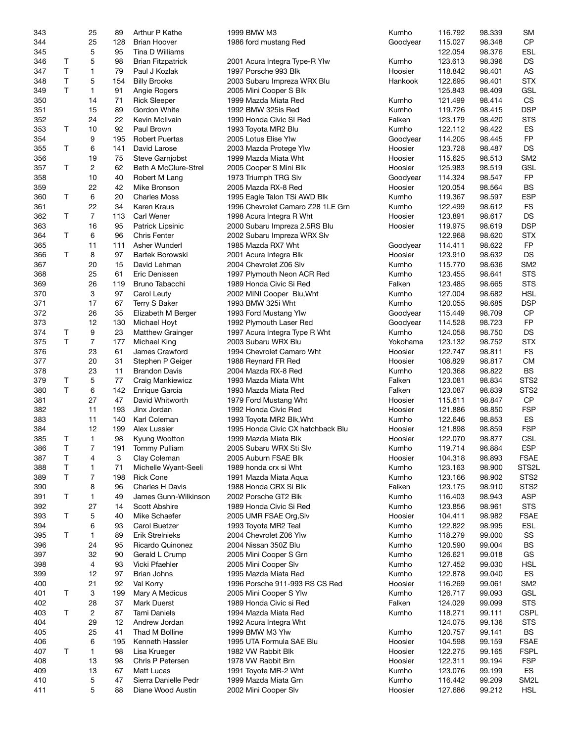| | | | | | | | | | |
|---|---|---|---|---|---|---|---|---|---|
| 343 | | 25 | 89 | Arthur P Kathe | 1999 BMW M3 | Kumho | 116.792 | 98.339 | SM |
| 344 | | 25 | 128 | Brian Hoover | 1986 ford mustang Red | Goodyear | 115.027 | 98.348 | CP |
| 345 | | 5 | 95 | Tina D Williams | | | 122.054 | 98.376 | ESL |
| 346 | T | 5 | 98 | Brian Fitzpatrick | 2001 Acura Integra Type-R Ylw | Kumho | 123.613 | 98.396 | DS |
| 347 | T | 1 | 79 | Paul J Kozlak | 1997 Porsche 993 Blk | Hoosier | 118.842 | 98.401 | AS |
| 348 | T | 5 | 154 | Billy Brooks | 2003 Subaru Impreza WRX Blu | Hankook | 122.695 | 98.401 | STX |
| 349 | T | 1 | 91 | Angie Rogers | 2005 Mini Cooper S Blk | | 125.843 | 98.409 | GSL |
| 350 | | 14 | 71 | Rick Sleeper | 1999 Mazda Miata Red | Kumho | 121.499 | 98.414 | CS |
| 351 | | 15 | 89 | Gordon White | 1992 BMW 325is Red | Kumho | 119.726 | 98.415 | DSP |
| 352 | | 24 | 22 | Kevin McIlvain | 1990 Honda Civic SI Red | Falken | 123.179 | 98.420 | STS |
| 353 | T | 10 | 92 | Paul Brown | 1993 Toyota MR2 Blu | Kumho | 122.112 | 98.422 | ES |
| 354 | | 9 | 195 | Robert Puertas | 2005 Lotus Elise Ylw | Goodyear | 114.205 | 98.445 | FP |
| 355 | T | 6 | 141 | David Larose | 2003 Mazda Protege Ylw | Hoosier | 123.728 | 98.487 | DS |
| 356 | | 19 | 75 | Steve Garnjobst | 1999 Mazda Miata Wht | Hoosier | 115.625 | 98.513 | SM2 |
| 357 | T | 2 | 62 | Beth A McClure-Strel | 2005 Cooper S Mini Blk | Hoosier | 125.983 | 98.519 | GSL |
| 358 | | 10 | 40 | Robert M Lang | 1973 Triumph TRG Slv | Goodyear | 114.324 | 98.547 | FP |
| 359 | | 22 | 42 | Mike Bronson | 2005 Mazda RX-8 Red | Hoosier | 120.054 | 98.564 | BS |
| 360 | T | 6 | 20 | Charles Moss | 1995 Eagle Talon TSi AWD Blk | Kumho | 119.367 | 98.597 | ESP |
| 361 | | 22 | 34 | Karen Kraus | 1996 Chevrolet Camaro Z28 1LE Grn | Kumho | 122.499 | 98.612 | FS |
| 362 | T | 7 | 113 | Carl Wener | 1998 Acura Integra R Wht | Hoosier | 123.891 | 98.617 | DS |
| 363 | | 16 | 95 | Patrick Lipsinic | 2000 Subaru Impreza 2.5RS Blu | Hoosier | 119.975 | 98.619 | DSP |
| 364 | T | 6 | 96 | Chris Fenter | 2002 Subaru Impreza WRX Slv | | 122.968 | 98.620 | STX |
| 365 | | 11 | 111 | Asher Wunderl | 1985 Mazda RX7 Wht | Goodyear | 114.411 | 98.622 | FP |
| 366 | T | 8 | 97 | Bartek Borowski | 2001 Acura Integra Blk | Hoosier | 123.910 | 98.632 | DS |
| 367 | | 20 | 15 | David Lehman | 2004 Chevrolet Z06 Slv | Kumho | 115.770 | 98.636 | SM2 |
| 368 | | 25 | 61 | Eric Denissen | 1997 Plymouth Neon ACR Red | Kumho | 123.455 | 98.641 | STS |
| 369 | | 26 | 119 | Bruno Tabacchi | 1989 Honda Civic Si Red | Falken | 123.485 | 98.665 | STS |
| 370 | | 3 | 97 | Carol Leuty | 2002 MINI Cooper Blu,Wht | Kumho | 127.004 | 98.682 | HSL |
| 371 | | 17 | 67 | Terry S Baker | 1993 BMW 325i Wht | Kumho | 120.055 | 98.685 | DSP |
| 372 | | 26 | 35 | Elizabeth M Berger | 1993 Ford Mustang Ylw | Goodyear | 115.449 | 98.709 | CP |
| 373 | | 12 | 130 | Michael Hoyt | 1992 Plymouth Laser Red | Goodyear | 114.528 | 98.723 | FP |
| 374 | T | 9 | 23 | Matthew Grainger | 1997 Acura Integra Type R Wht | Kumho | 124.058 | 98.750 | DS |
| 375 | T | 7 | 177 | Michael King | 2003 Subaru WRX Blu | Yokohama | 123.132 | 98.752 | STX |
| 376 | | 23 | 61 | James Crawford | 1994 Chevrolet Camaro Wht | Hoosier | 122.747 | 98.811 | FS |
| 377 | | 20 | 31 | Stephen P Geiger | 1988 Reynard FR Red | Hoosier | 108.829 | 98.817 | CM |
| 378 | | 23 | 11 | Brandon Davis | 2004 Mazda RX-8 Red | Kumho | 120.368 | 98.822 | BS |
| 379 | T | 5 | 77 | Craig Mankiewicz | 1993 Mazda Miata Wht | Falken | 123.081 | 98.834 | STS2 |
| 380 | T | 6 | 142 | Enrique Garcia | 1993 Mazda Miata Red | Falken | 123.087 | 98.839 | STS2 |
| 381 | | 27 | 47 | David Whitworth | 1979 Ford Mustang Wht | Hoosier | 115.611 | 98.847 | CP |
| 382 | | 11 | 193 | Jinx Jordan | 1992 Honda Civic Red | Hoosier | 121.886 | 98.850 | FSP |
| 383 | | 11 | 140 | Karl Coleman | 1993 Toyota MR2 Blk,Wht | Hoosier | 122.646 | 98.853 | ES |
| 384 | | 12 | 199 | Alex Lussier | 1995 Honda Civic CX hatchback Blu | Hoosier | 121.898 | 98.859 | FSP |
| 385 | T | 1 | 98 | Kyung Wootton | 1999 Mazda Miata Blk | Hoosier | 122.070 | 98.877 | CSL |
| 386 | T | 7 | 191 | Tommy Pulliam | 2005 Subaru WRX Sti Slv | Kumho | 119.714 | 98.884 | ESP |
| 387 | T | 4 | 3 | Clay Coleman | 2005 Auburn FSAE Blk | Hoosier | 104.318 | 98.893 | FSAE |
| 388 | T | 1 | 71 | Michelle Wyant-Seeli | 1989 honda crx si Wht | Kumho | 123.163 | 98.900 | STS2L |
| 389 | T | 7 | 198 | Rick Cone | 1991 Mazda Miata Aqua | Kumho | 123.166 | 98.902 | STS2 |
| 390 | | 8 | 96 | Charles H Davis | 1988 Honda CRX Si Blk | Falken | 123.175 | 98.910 | STS2 |
| 391 | T | 1 | 49 | James Gunn-Wilkinson | 2002 Porsche GT2 Blk | Kumho | 116.403 | 98.943 | ASP |
| 392 | | 27 | 14 | Scott Abshire | 1989 Honda Civic Si Red | Kumho | 123.856 | 98.961 | STS |
| 393 | T | 5 | 40 | Mike Schaefer | 2005 UMR FSAE Org,Slv | Hoosier | 104.411 | 98.982 | FSAE |
| 394 | | 6 | 93 | Carol Buetzer | 1993 Toyota MR2 Teal | Kumho | 122.822 | 98.995 | ESL |
| 395 | T | 1 | 89 | Erik Strelnieks | 2004 Chevrolet Z06 Ylw | Kumho | 118.279 | 99.000 | SS |
| 396 | | 24 | 95 | Ricardo Quinonez | 2004 Nissan 350Z Blu | Kumho | 120.590 | 99.004 | BS |
| 397 | | 32 | 90 | Gerald L Crump | 2005 Mini Cooper S Grn | Kumho | 126.621 | 99.018 | GS |
| 398 | | 4 | 93 | Vicki Pfaehler | 2005 Mini Cooper Slv | Kumho | 127.452 | 99.030 | HSL |
| 399 | | 12 | 97 | Brian Johns | 1995 Mazda Miata Red | Kumho | 122.878 | 99.040 | ES |
| 400 | | 21 | 92 | Val Korry | 1996 Porsche 911-993 RS CS Red | Hoosier | 116.269 | 99.061 | SM2 |
| 401 | T | 3 | 199 | Mary A Medicus | 2005 Mini Cooper S Ylw | Kumho | 126.717 | 99.093 | GSL |
| 402 | | 28 | 37 | Mark Duerst | 1989 Honda Civic si Red | Falken | 124.029 | 99.099 | STS |
| 403 | T | 2 | 87 | Tami Daniels | 1994 Mazda Miata Red | Kumho | 118.271 | 99.111 | CSPL |
| 404 | | 29 | 12 | Andrew Jordan | 1992 Acura Integra Wht | | 124.075 | 99.136 | STS |
| 405 | | 25 | 41 | Thad M Bolline | 1999 BMW M3 Ylw | Kumho | 120.757 | 99.141 | BS |
| 406 | | 6 | 195 | Kenneth Hassler | 1995 UTA Formula SAE Blu | Hoosier | 104.598 | 99.159 | FSAE |
| 407 | T | 1 | 98 | Lisa Krueger | 1982 VW Rabbit Blk | Hoosier | 122.275 | 99.165 | FSPL |
| 408 | | 13 | 98 | Chris P Petersen | 1978 VW Rabbit Brn | Hoosier | 122.311 | 99.194 | FSP |
| 409 | | 13 | 67 | Matt Lucas | 1991 Toyota MR-2 Wht | Kumho | 123.076 | 99.199 | ES |
| 410 | | 5 | 47 | Sierra Danielle Pedr | 1999 Mazda Miata Grn | Kumho | 116.442 | 99.209 | SM2L |
| 411 | | 5 | 88 | Diane Wood Austin | 2002 Mini Cooper Slv | Hoosier | 127.686 | 99.212 | HSL |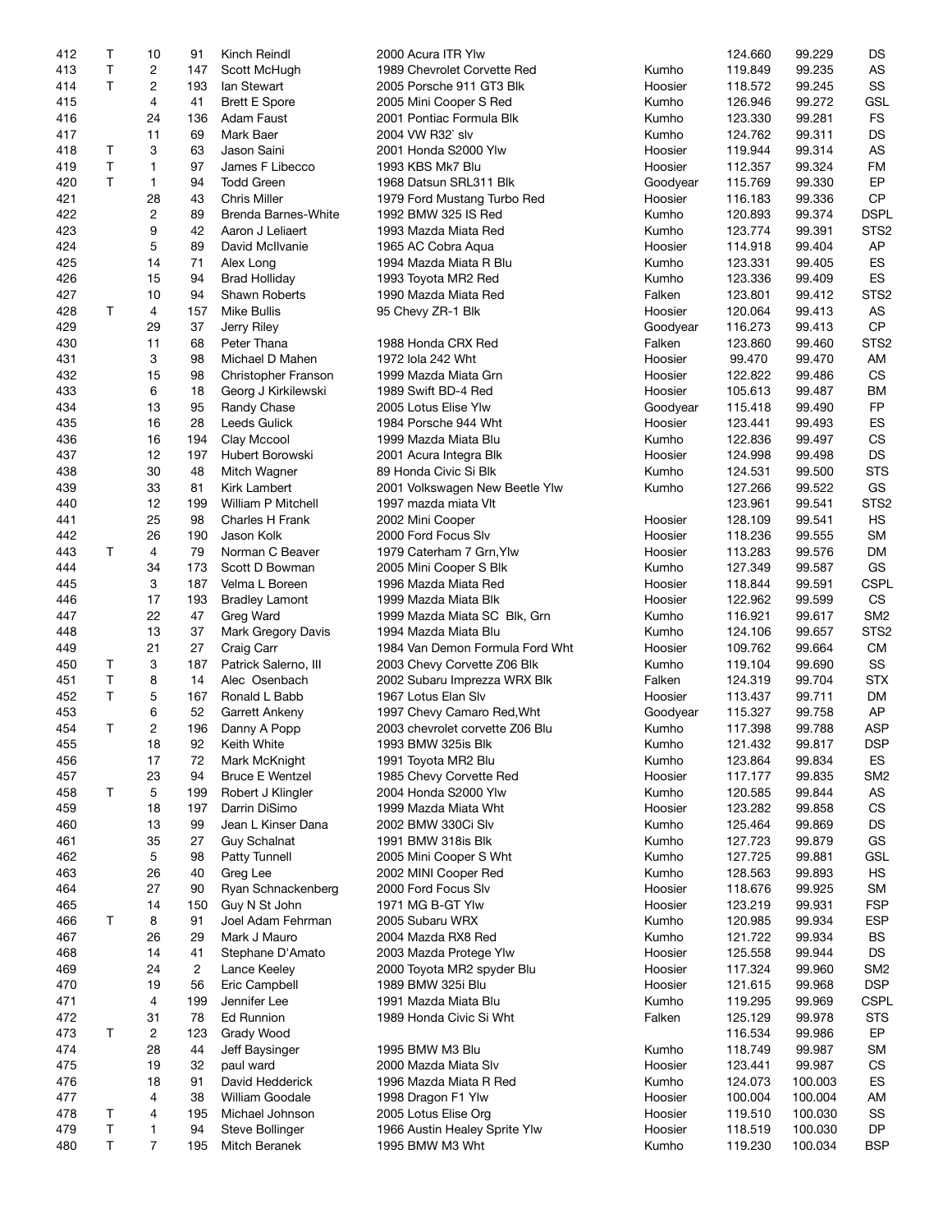| | | | | | | | | | |
|---|---|---|---|---|---|---|---|---|---|
| 412 | T | 10 | 91 | Kinch Reindl | 2000 Acura ITR Ylw | | 124.660 | 99.229 | DS |
| 413 | T | 2 | 147 | Scott McHugh | 1989 Chevrolet Corvette Red | Kumho | 119.849 | 99.235 | AS |
| 414 | T | 2 | 193 | Ian Stewart | 2005 Porsche 911 GT3 Blk | Hoosier | 118.572 | 99.245 | SS |
| 415 | | 4 | 41 | Brett E Spore | 2005 Mini Cooper S Red | Kumho | 126.946 | 99.272 | GSL |
| 416 | | 24 | 136 | Adam Faust | 2001 Pontiac Formula Blk | Kumho | 123.330 | 99.281 | FS |
| 417 | | 11 | 69 | Mark Baer | 2004 VW R32` slv | Kumho | 124.762 | 99.311 | DS |
| 418 | T | 3 | 63 | Jason Saini | 2001 Honda S2000 Ylw | Hoosier | 119.944 | 99.314 | AS |
| 419 | T | 1 | 97 | James F Libecco | 1993 KBS Mk7 Blu | Hoosier | 112.357 | 99.324 | FM |
| 420 | T | 1 | 94 | Todd Green | 1968 Datsun SRL311 Blk | Goodyear | 115.769 | 99.330 | EP |
| 421 | | 28 | 43 | Chris Miller | 1979 Ford Mustang Turbo Red | Hoosier | 116.183 | 99.336 | CP |
| 422 | | 2 | 89 | Brenda Barnes-White | 1992 BMW 325 IS Red | Kumho | 120.893 | 99.374 | DSPL |
| 423 | | 9 | 42 | Aaron J Leliaert | 1993 Mazda Miata Red | Kumho | 123.774 | 99.391 | STS2 |
| 424 | | 5 | 89 | David McIlvanie | 1965 AC Cobra Aqua | Hoosier | 114.918 | 99.404 | AP |
| 425 | | 14 | 71 | Alex Long | 1994 Mazda Miata R Blu | Kumho | 123.331 | 99.405 | ES |
| 426 | | 15 | 94 | Brad Holliday | 1993 Toyota MR2 Red | Kumho | 123.336 | 99.409 | ES |
| 427 | | 10 | 94 | Shawn Roberts | 1990 Mazda Miata Red | Falken | 123.801 | 99.412 | STS2 |
| 428 | T | 4 | 157 | Mike Bullis | 95 Chevy ZR-1 Blk | Hoosier | 120.064 | 99.413 | AS |
| 429 | | 29 | 37 | Jerry Riley | | Goodyear | 116.273 | 99.413 | CP |
| 430 | | 11 | 68 | Peter Thana | 1988 Honda CRX Red | Falken | 123.860 | 99.460 | STS2 |
| 431 | | 3 | 98 | Michael D Mahen | 1972 lola 242 Wht | Hoosier | 99.470 | 99.470 | AM |
| 432 | | 15 | 98 | Christopher Franson | 1999 Mazda Miata Grn | Hoosier | 122.822 | 99.486 | CS |
| 433 | | 6 | 18 | Georg J Kirkilewski | 1989 Swift BD-4 Red | Hoosier | 105.613 | 99.487 | BM |
| 434 | | 13 | 95 | Randy Chase | 2005 Lotus Elise Ylw | Goodyear | 115.418 | 99.490 | FP |
| 435 | | 16 | 28 | Leeds Gulick | 1984 Porsche 944 Wht | Hoosier | 123.441 | 99.493 | ES |
| 436 | | 16 | 194 | Clay Mccool | 1999 Mazda Miata Blu | Kumho | 122.836 | 99.497 | CS |
| 437 | | 12 | 197 | Hubert Borowski | 2001 Acura Integra Blk | Hoosier | 124.998 | 99.498 | DS |
| 438 | | 30 | 48 | Mitch Wagner | 89 Honda Civic Si Blk | Kumho | 124.531 | 99.500 | STS |
| 439 | | 33 | 81 | Kirk Lambert | 2001 Volkswagen New Beetle Ylw | Kumho | 127.266 | 99.522 | GS |
| 440 | | 12 | 199 | William P Mitchell | 1997 mazda miata Vlt | | 123.961 | 99.541 | STS2 |
| 441 | | 25 | 98 | Charles H Frank | 2002 Mini Cooper | Hoosier | 128.109 | 99.541 | HS |
| 442 | | 26 | 190 | Jason Kolk | 2000 Ford Focus Slv | Hoosier | 118.236 | 99.555 | SM |
| 443 | T | 4 | 79 | Norman C Beaver | 1979 Caterham 7 Grn,Ylw | Hoosier | 113.283 | 99.576 | DM |
| 444 | | 34 | 173 | Scott D Bowman | 2005 Mini Cooper S Blk | Kumho | 127.349 | 99.587 | GS |
| 445 | | 3 | 187 | Velma L Boreen | 1996 Mazda Miata Red | Hoosier | 118.844 | 99.591 | CSPL |
| 446 | | 17 | 193 | Bradley Lamont | 1999 Mazda Miata Blk | Hoosier | 122.962 | 99.599 | CS |
| 447 | | 22 | 47 | Greg Ward | 1999 Mazda Miata SC Blk, Grn | Kumho | 116.921 | 99.617 | SM2 |
| 448 | | 13 | 37 | Mark Gregory Davis | 1994 Mazda Miata Blu | Kumho | 124.106 | 99.657 | STS2 |
| 449 | | 21 | 27 | Craig Carr | 1984 Van Demon Formula Ford Wht | Hoosier | 109.762 | 99.664 | CM |
| 450 | T | 3 | 187 | Patrick Salerno, III | 2003 Chevy Corvette Z06 Blk | Kumho | 119.104 | 99.690 | SS |
| 451 | T | 8 | 14 | Alec Osenbach | 2002 Subaru Imprezza WRX Blk | Falken | 124.319 | 99.704 | STX |
| 452 | T | 5 | 167 | Ronald L Babb | 1967 Lotus Elan Slv | Hoosier | 113.437 | 99.711 | DM |
| 453 | | 6 | 52 | Garrett Ankeny | 1997 Chevy Camaro Red,Wht | Goodyear | 115.327 | 99.758 | AP |
| 454 | T | 2 | 196 | Danny A Popp | 2003 chevrolet corvette Z06 Blu | Kumho | 117.398 | 99.788 | ASP |
| 455 | | 18 | 92 | Keith White | 1993 BMW 325is Blk | Kumho | 121.432 | 99.817 | DSP |
| 456 | | 17 | 72 | Mark McKnight | 1991 Toyota MR2 Blu | Kumho | 123.864 | 99.834 | ES |
| 457 | | 23 | 94 | Bruce E Wentzel | 1985 Chevy Corvette Red | Hoosier | 117.177 | 99.835 | SM2 |
| 458 | T | 5 | 199 | Robert J Klingler | 2004 Honda S2000 Ylw | Kumho | 120.585 | 99.844 | AS |
| 459 | | 18 | 197 | Darrin DiSimo | 1999 Mazda Miata Wht | Hoosier | 123.282 | 99.858 | CS |
| 460 | | 13 | 99 | Jean L Kinser Dana | 2002 BMW 330Ci Slv | Kumho | 125.464 | 99.869 | DS |
| 461 | | 35 | 27 | Guy Schalnat | 1991 BMW 318is Blk | Kumho | 127.723 | 99.879 | GS |
| 462 | | 5 | 98 | Patty Tunnell | 2005 Mini Cooper S Wht | Kumho | 127.725 | 99.881 | GSL |
| 463 | | 26 | 40 | Greg Lee | 2002 MINI Cooper Red | Kumho | 128.563 | 99.893 | HS |
| 464 | | 27 | 90 | Ryan Schnackenberg | 2000 Ford Focus Slv | Hoosier | 118.676 | 99.925 | SM |
| 465 | | 14 | 150 | Guy N St John | 1971 MG B-GT Ylw | Hoosier | 123.219 | 99.931 | FSP |
| 466 | T | 8 | 91 | Joel Adam Fehrman | 2005 Subaru WRX | Kumho | 120.985 | 99.934 | ESP |
| 467 | | 26 | 29 | Mark J Mauro | 2004 Mazda RX8 Red | Kumho | 121.722 | 99.934 | BS |
| 468 | | 14 | 41 | Stephane D'Amato | 2003 Mazda Protege Ylw | Hoosier | 125.558 | 99.944 | DS |
| 469 | | 24 | 2 | Lance Keeley | 2000 Toyota MR2 spyder Blu | Hoosier | 117.324 | 99.960 | SM2 |
| 470 | | 19 | 56 | Eric Campbell | 1989 BMW 325i Blu | Hoosier | 121.615 | 99.968 | DSP |
| 471 | | 4 | 199 | Jennifer Lee | 1991 Mazda Miata Blu | Kumho | 119.295 | 99.969 | CSPL |
| 472 | | 31 | 78 | Ed Runnion | 1989 Honda Civic Si Wht | Falken | 125.129 | 99.978 | STS |
| 473 | T | 2 | 123 | Grady Wood | | | 116.534 | 99.986 | EP |
| 474 | | 28 | 44 | Jeff Baysinger | 1995 BMW M3 Blu | Kumho | 118.749 | 99.987 | SM |
| 475 | | 19 | 32 | paul ward | 2000 Mazda Miata Slv | Hoosier | 123.441 | 99.987 | CS |
| 476 | | 18 | 91 | David Hedderick | 1996 Mazda Miata R Red | Kumho | 124.073 | 100.003 | ES |
| 477 | | 4 | 38 | William Goodale | 1998 Dragon F1 Ylw | Hoosier | 100.004 | 100.004 | AM |
| 478 | T | 4 | 195 | Michael Johnson | 2005 Lotus Elise Org | Hoosier | 119.510 | 100.030 | SS |
| 479 | T | 1 | 94 | Steve Bollinger | 1966 Austin Healey Sprite Ylw | Hoosier | 118.519 | 100.030 | DP |
| 480 | T | 7 | 195 | Mitch Beranek | 1995 BMW M3 Wht | Kumho | 119.230 | 100.034 | BSP |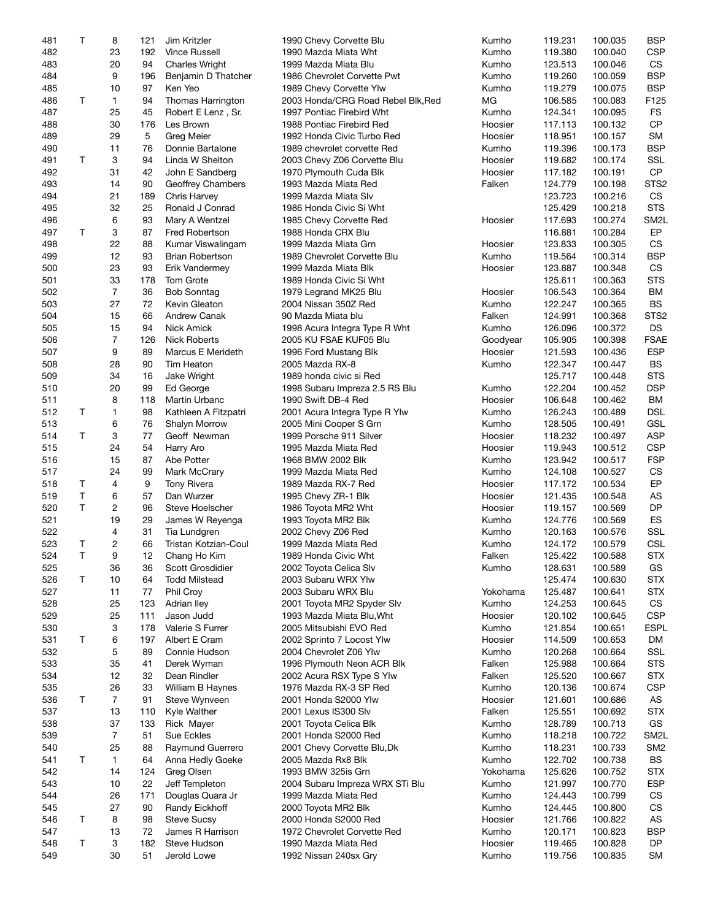| | | | | | | | | | |
|---|---|---|---|---|---|---|---|---|---|
| 481 | T | 8 | 121 | Jim Kritzler | 1990 Chevy Corvette Blu | Kumho | 119.231 | 100.035 | BSP |
| 482 | | 23 | 192 | Vince Russell | 1990 Mazda Miata Wht | Kumho | 119.380 | 100.040 | CSP |
| 483 | | 20 | 94 | Charles Wright | 1999 Mazda Miata Blu | Kumho | 123.513 | 100.046 | CS |
| 484 | | 9 | 196 | Benjamin D Thatcher | 1986 Chevrolet Corvette Pwt | Kumho | 119.260 | 100.059 | BSP |
| 485 | | 10 | 97 | Ken Yeo | 1989 Chevy Corvette Ylw | Kumho | 119.279 | 100.075 | BSP |
| 486 | T | 1 | 94 | Thomas Harrington | 2003 Honda/CRG Road Rebel Blk,Red | MG | 106.585 | 100.083 | F125 |
| 487 | | 25 | 45 | Robert E Lenz , Sr. | 1997 Pontiac Firebird Wht | Kumho | 124.341 | 100.095 | FS |
| 488 | | 30 | 176 | Les Brown | 1988 Pontiac Firebird Red | Hoosier | 117.113 | 100.132 | CP |
| 489 | | 29 | 5 | Greg Meier | 1992 Honda Civic Turbo Red | Hoosier | 118.951 | 100.157 | SM |
| 490 | | 11 | 76 | Donnie Bartalone | 1989 chevrolet corvette Red | Kumho | 119.396 | 100.173 | BSP |
| 491 | T | 3 | 94 | Linda W Shelton | 2003 Chevy Z06 Corvette Blu | Hoosier | 119.682 | 100.174 | SSL |
| 492 | | 31 | 42 | John E Sandberg | 1970 Plymouth Cuda Blk | Hoosier | 117.182 | 100.191 | CP |
| 493 | | 14 | 90 | Geoffrey Chambers | 1993 Mazda Miata Red | Falken | 124.779 | 100.198 | STS2 |
| 494 | | 21 | 189 | Chris Harvey | 1999 Mazda Miata Slv | | 123.723 | 100.216 | CS |
| 495 | | 32 | 25 | Ronald J Conrad | 1986 Honda Civic Si Wht | | 125.429 | 100.218 | STS |
| 496 | | 6 | 93 | Mary A Wentzel | 1985 Chevy Corvette Red | Hoosier | 117.693 | 100.274 | SM2L |
| 497 | T | 3 | 87 | Fred Robertson | 1988 Honda CRX Blu | | 116.881 | 100.284 | EP |
| 498 | | 22 | 88 | Kumar Viswalingam | 1999 Mazda Miata Grn | Hoosier | 123.833 | 100.305 | CS |
| 499 | | 12 | 93 | Brian Robertson | 1989 Chevrolet Corvette Blu | Kumho | 119.564 | 100.314 | BSP |
| 500 | | 23 | 93 | Erik Vandermey | 1999 Mazda Miata Blk | Hoosier | 123.887 | 100.348 | CS |
| 501 | | 33 | 178 | Tom Grote | 1989 Honda Civic Si Wht | | 125.611 | 100.363 | STS |
| 502 | | 7 | 36 | Bob Sonntag | 1979 Legrand MK25 Blu | Hoosier | 106.543 | 100.364 | BM |
| 503 | | 27 | 72 | Kevin Gleaton | 2004 Nissan 350Z Red | Kumho | 122.247 | 100.365 | BS |
| 504 | | 15 | 66 | Andrew Canak | 90 Mazda Miata blu | Falken | 124.991 | 100.368 | STS2 |
| 505 | | 15 | 94 | Nick Amick | 1998 Acura Integra Type R Wht | Kumho | 126.096 | 100.372 | DS |
| 506 | | 7 | 126 | Nick Roberts | 2005 KU FSAE KUF05 Blu | Goodyear | 105.905 | 100.398 | FSAE |
| 507 | | 9 | 89 | Marcus E Merideth | 1996 Ford Mustang Blk | Hoosier | 121.593 | 100.436 | ESP |
| 508 | | 28 | 90 | Tim Heaton | 2005 Mazda RX-8 | Kumho | 122.347 | 100.447 | BS |
| 509 | | 34 | 16 | Jake Wright | 1989 honda civic si Red | | 125.717 | 100.448 | STS |
| 510 | | 20 | 99 | Ed George | 1998 Subaru Impreza 2.5 RS Blu | Kumho | 122.204 | 100.452 | DSP |
| 511 | | 8 | 118 | Martin Urbanc | 1990 Swift DB-4 Red | Hoosier | 106.648 | 100.462 | BM |
| 512 | T | 1 | 98 | Kathleen A Fitzpatri | 2001 Acura Integra Type R Ylw | Kumho | 126.243 | 100.489 | DSL |
| 513 | | 6 | 76 | Shalyn Morrow | 2005 Mini Cooper S Grn | Kumho | 128.505 | 100.491 | GSL |
| 514 | T | 3 | 77 | Geoff Newman | 1999 Porsche 911 Silver | Hoosier | 118.232 | 100.497 | ASP |
| 515 | | 24 | 54 | Harry Aro | 1995 Mazda Miata Red | Hoosier | 119.943 | 100.512 | CSP |
| 516 | | 15 | 87 | Abe Potter | 1968 BMW 2002 Blk | Kumho | 123.942 | 100.517 | FSP |
| 517 | | 24 | 99 | Mark McCrary | 1999 Mazda Miata Red | Kumho | 124.108 | 100.527 | CS |
| 518 | T | 4 | 9 | Tony Rivera | 1989 Mazda RX-7 Red | Hoosier | 117.172 | 100.534 | EP |
| 519 | T | 6 | 57 | Dan Wurzer | 1995 Chevy ZR-1 Blk | Hoosier | 121.435 | 100.548 | AS |
| 520 | T | 2 | 96 | Steve Hoelscher | 1986 Toyota MR2 Wht | Hoosier | 119.157 | 100.569 | DP |
| 521 | | 19 | 29 | James W Reyenga | 1993 Toyota MR2 Blk | Kumho | 124.776 | 100.569 | ES |
| 522 | | 4 | 31 | Tia Lundgren | 2002 Chevy Z06 Red | Kumho | 120.163 | 100.576 | SSL |
| 523 | T | 2 | 66 | Tristan Kotzian-Coul | 1999 Mazda Miata Red | Kumho | 124.172 | 100.579 | CSL |
| 524 | T | 9 | 12 | Chang Ho Kim | 1989 Honda Civic Wht | Falken | 125.422 | 100.588 | STX |
| 525 | | 36 | 36 | Scott Grosdidier | 2002 Toyota Celica Slv | Kumho | 128.631 | 100.589 | GS |
| 526 | T | 10 | 64 | Todd Milstead | 2003 Subaru WRX Ylw | | 125.474 | 100.630 | STX |
| 527 | | 11 | 77 | Phil Croy | 2003 Subaru WRX Blu | Yokohama | 125.487 | 100.641 | STX |
| 528 | | 25 | 123 | Adrian Iley | 2001 Toyota MR2 Spyder Slv | Kumho | 124.253 | 100.645 | CS |
| 529 | | 25 | 111 | Jason Judd | 1993 Mazda Miata Blu,Wht | Hoosier | 120.102 | 100.645 | CSP |
| 530 | | 3 | 178 | Valerie S Furrer | 2005 Mitsubishi EVO Red | Kumho | 121.854 | 100.651 | ESPL |
| 531 | T | 6 | 197 | Albert E Cram | 2002 Sprinto 7 Locost Ylw | Hoosier | 114.509 | 100.653 | DM |
| 532 | | 5 | 89 | Connie Hudson | 2004 Chevrolet Z06 Ylw | Kumho | 120.268 | 100.664 | SSL |
| 533 | | 35 | 41 | Derek Wyman | 1996 Plymouth Neon ACR Blk | Falken | 125.988 | 100.664 | STS |
| 534 | | 12 | 32 | Dean Rindler | 2002 Acura RSX Type S Ylw | Falken | 125.520 | 100.667 | STX |
| 535 | | 26 | 33 | William B Haynes | 1976 Mazda RX-3 SP Red | Kumho | 120.136 | 100.674 | CSP |
| 536 | T | 7 | 91 | Steve Wynveen | 2001 Honda S2000 Ylw | Hoosier | 121.601 | 100.686 | AS |
| 537 | | 13 | 110 | Kyle Walther | 2001 Lexus IS300 Slv | Falken | 125.551 | 100.692 | STX |
| 538 | | 37 | 133 | Rick Mayer | 2001 Toyota Celica Blk | Kumho | 128.789 | 100.713 | GS |
| 539 | | 7 | 51 | Sue Eckles | 2001 Honda S2000 Red | Kumho | 118.218 | 100.722 | SM2L |
| 540 | | 25 | 88 | Raymund Guerrero | 2001 Chevy Corvette Blu,Dk | Kumho | 118.231 | 100.733 | SM2 |
| 541 | T | 1 | 64 | Anna Hedly Goeke | 2005 Mazda Rx8 Blk | Kumho | 122.702 | 100.738 | BS |
| 542 | | 14 | 124 | Greg Olsen | 1993 BMW 325is Grn | Yokohama | 125.626 | 100.752 | STX |
| 543 | | 10 | 22 | Jeff Templeton | 2004 Subaru Impreza WRX STi Blu | Kumho | 121.997 | 100.770 | ESP |
| 544 | | 26 | 171 | Douglas Quara Jr | 1999 Mazda Miata Red | Kumho | 124.443 | 100.799 | CS |
| 545 | | 27 | 90 | Randy Eickhoff | 2000 Toyota MR2 Blk | Kumho | 124.445 | 100.800 | CS |
| 546 | T | 8 | 98 | Steve Sucsy | 2000 Honda S2000 Red | Hoosier | 121.766 | 100.822 | AS |
| 547 | | 13 | 72 | James R Harrison | 1972 Chevrolet Corvette Red | Kumho | 120.171 | 100.823 | BSP |
| 548 | T | 3 | 182 | Steve Hudson | 1990 Mazda Miata Red | Hoosier | 119.465 | 100.828 | DP |
| 549 | | 30 | 51 | Jerold Lowe | 1992 Nissan 240sx Gry | Kumho | 119.756 | 100.835 | SM |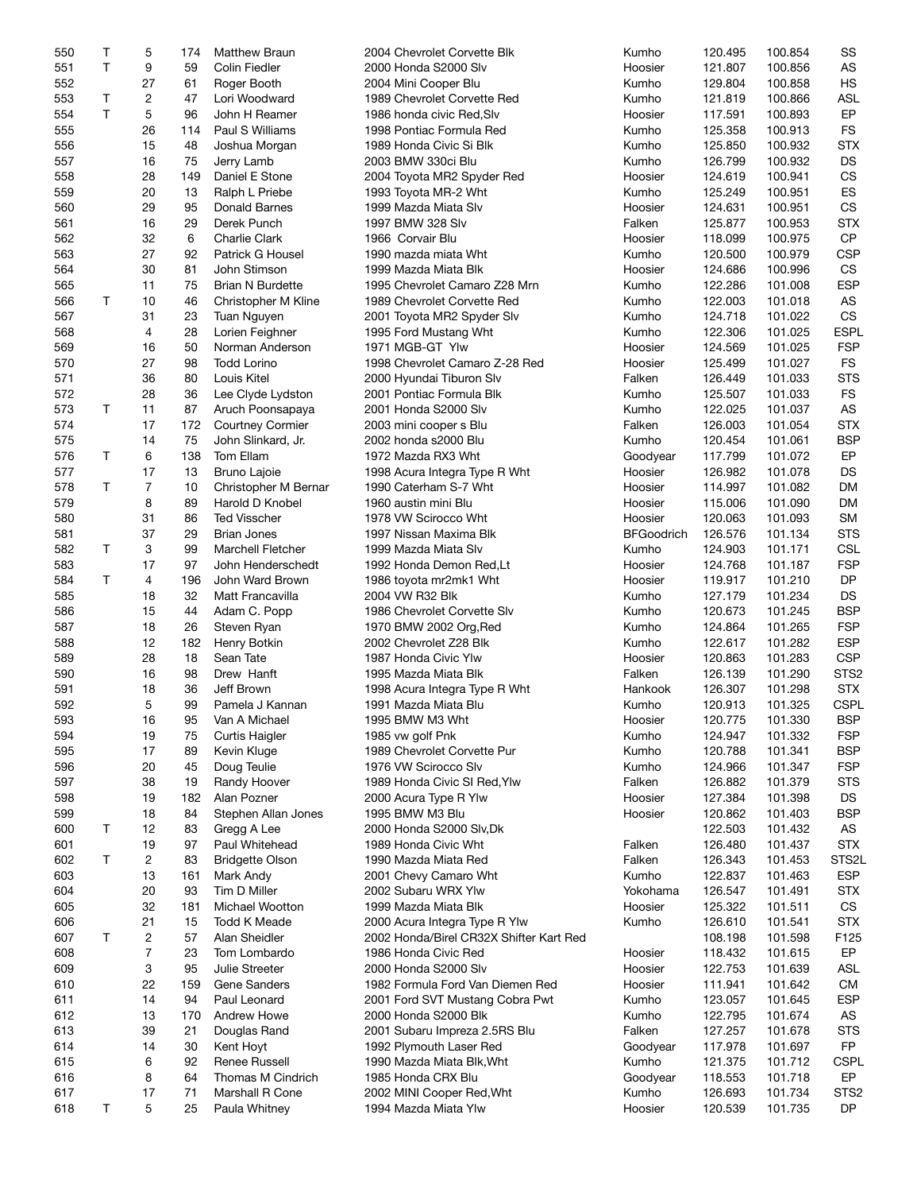| | | | | | | | | | |
|---|---|---|---|---|---|---|---|---|---|
| 550 | T | 5 | 174 | Matthew Braun | 2004 Chevrolet Corvette Blk | Kumho | 120.495 | 100.854 | SS |
| 551 | T | 9 | 59 | Colin Fiedler | 2000 Honda S2000 Slv | Hoosier | 121.807 | 100.856 | AS |
| 552 | | 27 | 61 | Roger Booth | 2004 Mini Cooper Blu | Kumho | 129.804 | 100.858 | HS |
| 553 | T | 2 | 47 | Lori Woodward | 1989 Chevrolet Corvette Red | Kumho | 121.819 | 100.866 | ASL |
| 554 | T | 5 | 96 | John H Reamer | 1986 honda civic Red,Slv | Hoosier | 117.591 | 100.893 | EP |
| 555 | | 26 | 114 | Paul S Williams | 1998 Pontiac Formula Red | Kumho | 125.358 | 100.913 | FS |
| 556 | | 15 | 48 | Joshua Morgan | 1989 Honda Civic Si Blk | Kumho | 125.850 | 100.932 | STX |
| 557 | | 16 | 75 | Jerry Lamb | 2003 BMW 330ci Blu | Kumho | 126.799 | 100.932 | DS |
| 558 | | 28 | 149 | Daniel E Stone | 2004 Toyota MR2 Spyder Red | Hoosier | 124.619 | 100.941 | CS |
| 559 | | 20 | 13 | Ralph L Priebe | 1993 Toyota MR-2 Wht | Kumho | 125.249 | 100.951 | ES |
| 560 | | 29 | 95 | Donald Barnes | 1999 Mazda Miata Slv | Hoosier | 124.631 | 100.951 | CS |
| 561 | | 16 | 29 | Derek Punch | 1997 BMW 328 Slv | Falken | 125.877 | 100.953 | STX |
| 562 | | 32 | 6 | Charlie Clark | 1966 Corvair Blu | Hoosier | 118.099 | 100.975 | CP |
| 563 | | 27 | 92 | Patrick G Housel | 1990 mazda miata Wht | Kumho | 120.500 | 100.979 | CSP |
| 564 | | 30 | 81 | John Stimson | 1999 Mazda Miata Blk | Hoosier | 124.686 | 100.996 | CS |
| 565 | | 11 | 75 | Brian N Burdette | 1995 Chevrolet Camaro Z28 Mrn | Kumho | 122.286 | 101.008 | ESP |
| 566 | T | 10 | 46 | Christopher M Kline | 1989 Chevrolet Corvette Red | Kumho | 122.003 | 101.018 | AS |
| 567 | | 31 | 23 | Tuan Nguyen | 2001 Toyota MR2 Spyder Slv | Kumho | 124.718 | 101.022 | CS |
| 568 | | 4 | 28 | Lorien Feighner | 1995 Ford Mustang Wht | Kumho | 122.306 | 101.025 | ESPL |
| 569 | | 16 | 50 | Norman Anderson | 1971 MGB-GT Ylw | Hoosier | 124.569 | 101.025 | FSP |
| 570 | | 27 | 98 | Todd Lorino | 1998 Chevrolet Camaro Z-28 Red | Hoosier | 125.499 | 101.027 | FS |
| 571 | | 36 | 80 | Louis Kitel | 2000 Hyundai Tiburon Slv | Falken | 126.449 | 101.033 | STS |
| 572 | | 28 | 36 | Lee Clyde Lydston | 2001 Pontiac Formula Blk | Kumho | 125.507 | 101.033 | FS |
| 573 | T | 11 | 87 | Aruch Poonsapaya | 2001 Honda S2000 Slv | Kumho | 122.025 | 101.037 | AS |
| 574 | | 17 | 172 | Courtney Cormier | 2003 mini cooper s Blu | Falken | 126.003 | 101.054 | STX |
| 575 | | 14 | 75 | John Slinkard, Jr. | 2002 honda s2000 Blu | Kumho | 120.454 | 101.061 | BSP |
| 576 | T | 6 | 138 | Tom Ellam | 1972 Mazda RX3 Wht | Goodyear | 117.799 | 101.072 | EP |
| 577 | | 17 | 13 | Bruno Lajoie | 1998 Acura Integra Type R Wht | Hoosier | 126.982 | 101.078 | DS |
| 578 | T | 7 | 10 | Christopher M Bernar | 1990 Caterham S-7 Wht | Hoosier | 114.997 | 101.082 | DM |
| 579 | | 8 | 89 | Harold D Knobel | 1960 austin mini Blu | Hoosier | 115.006 | 101.090 | DM |
| 580 | | 31 | 86 | Ted Visscher | 1978 VW Scirocco Wht | Hoosier | 120.063 | 101.093 | SM |
| 581 | | 37 | 29 | Brian Jones | 1997 Nissan Maxima Blk | BFGoodrich | 126.576 | 101.134 | STS |
| 582 | T | 3 | 99 | Marchell Fletcher | 1999 Mazda Miata Slv | Kumho | 124.903 | 101.171 | CSL |
| 583 | | 17 | 97 | John Henderschedt | 1992 Honda Demon Red,Lt | Hoosier | 124.768 | 101.187 | FSP |
| 584 | T | 4 | 196 | John Ward Brown | 1986 toyota mr2mk1 Wht | Hoosier | 119.917 | 101.210 | DP |
| 585 | | 18 | 32 | Matt Francavilla | 2004 VW R32 Blk | Kumho | 127.179 | 101.234 | DS |
| 586 | | 15 | 44 | Adam C. Popp | 1986 Chevrolet Corvette Slv | Kumho | 120.673 | 101.245 | BSP |
| 587 | | 18 | 26 | Steven Ryan | 1970 BMW 2002 Org,Red | Kumho | 124.864 | 101.265 | FSP |
| 588 | | 12 | 182 | Henry Botkin | 2002 Chevrolet Z28 Blk | Kumho | 122.617 | 101.282 | ESP |
| 589 | | 28 | 18 | Sean Tate | 1987 Honda Civic Ylw | Hoosier | 120.863 | 101.283 | CSP |
| 590 | | 16 | 98 | Drew Hanft | 1995 Mazda Miata Blk | Falken | 126.139 | 101.290 | STS2 |
| 591 | | 18 | 36 | Jeff Brown | 1998 Acura Integra Type R Wht | Hankook | 126.307 | 101.298 | STX |
| 592 | | 5 | 99 | Pamela J Kannan | 1991 Mazda Miata Blu | Kumho | 120.913 | 101.325 | CSPL |
| 593 | | 16 | 95 | Van A Michael | 1995 BMW M3 Wht | Hoosier | 120.775 | 101.330 | BSP |
| 594 | | 19 | 75 | Curtis Haigler | 1985 vw golf Pnk | Kumho | 124.947 | 101.332 | FSP |
| 595 | | 17 | 89 | Kevin Kluge | 1989 Chevrolet Corvette Pur | Kumho | 120.788 | 101.341 | BSP |
| 596 | | 20 | 45 | Doug Teulie | 1976 VW Scirocco Slv | Kumho | 124.966 | 101.347 | FSP |
| 597 | | 38 | 19 | Randy Hoover | 1989 Honda Civic SI Red,Ylw | Falken | 126.882 | 101.379 | STS |
| 598 | | 19 | 182 | Alan Pozner | 2000 Acura Type R Ylw | Hoosier | 127.384 | 101.398 | DS |
| 599 | | 18 | 84 | Stephen Allan Jones | 1995 BMW M3 Blu | Hoosier | 120.862 | 101.403 | BSP |
| 600 | T | 12 | 83 | Gregg A Lee | 2000 Honda S2000 Slv,Dk | | 122.503 | 101.432 | AS |
| 601 | | 19 | 97 | Paul Whitehead | 1989 Honda Civic Wht | Falken | 126.480 | 101.437 | STX |
| 602 | T | 2 | 83 | Bridgette Olson | 1990 Mazda Miata Red | Falken | 126.343 | 101.453 | STS2L |
| 603 | | 13 | 161 | Mark Andy | 2001 Chevy Camaro Wht | Kumho | 122.837 | 101.463 | ESP |
| 604 | | 20 | 93 | Tim D Miller | 2002 Subaru WRX Ylw | Yokohama | 126.547 | 101.491 | STX |
| 605 | | 32 | 181 | Michael Wootton | 1999 Mazda Miata Blk | Hoosier | 125.322 | 101.511 | CS |
| 606 | | 21 | 15 | Todd K Meade | 2000 Acura Integra Type R Ylw | Kumho | 126.610 | 101.541 | STX |
| 607 | T | 2 | 57 | Alan Sheidler | 2002 Honda/Birel CR32X Shifter Kart Red | | 108.198 | 101.598 | F125 |
| 608 | | 7 | 23 | Tom Lombardo | 1986 Honda Civic Red | Hoosier | 118.432 | 101.615 | EP |
| 609 | | 3 | 95 | Julie Streeter | 2000 Honda S2000 Slv | Hoosier | 122.753 | 101.639 | ASL |
| 610 | | 22 | 159 | Gene Sanders | 1982 Formula Ford Van Diemen Red | Hoosier | 111.941 | 101.642 | CM |
| 611 | | 14 | 94 | Paul Leonard | 2001 Ford SVT Mustang Cobra Pwt | Kumho | 123.057 | 101.645 | ESP |
| 612 | | 13 | 170 | Andrew Howe | 2000 Honda S2000 Blk | Kumho | 122.795 | 101.674 | AS |
| 613 | | 39 | 21 | Douglas Rand | 2001 Subaru Impreza 2.5RS Blu | Falken | 127.257 | 101.678 | STS |
| 614 | | 14 | 30 | Kent Hoyt | 1992 Plymouth Laser Red | Goodyear | 117.978 | 101.697 | FP |
| 615 | | 6 | 92 | Renee Russell | 1990 Mazda Miata Blk,Wht | Kumho | 121.375 | 101.712 | CSPL |
| 616 | | 8 | 64 | Thomas M Cindrich | 1985 Honda CRX Blu | Goodyear | 118.553 | 101.718 | EP |
| 617 | | 17 | 71 | Marshall R Cone | 2002 MINI Cooper Red,Wht | Kumho | 126.693 | 101.734 | STS2 |
| 618 | T | 5 | 25 | Paula Whitney | 1994 Mazda Miata Ylw | Hoosier | 120.539 | 101.735 | DP |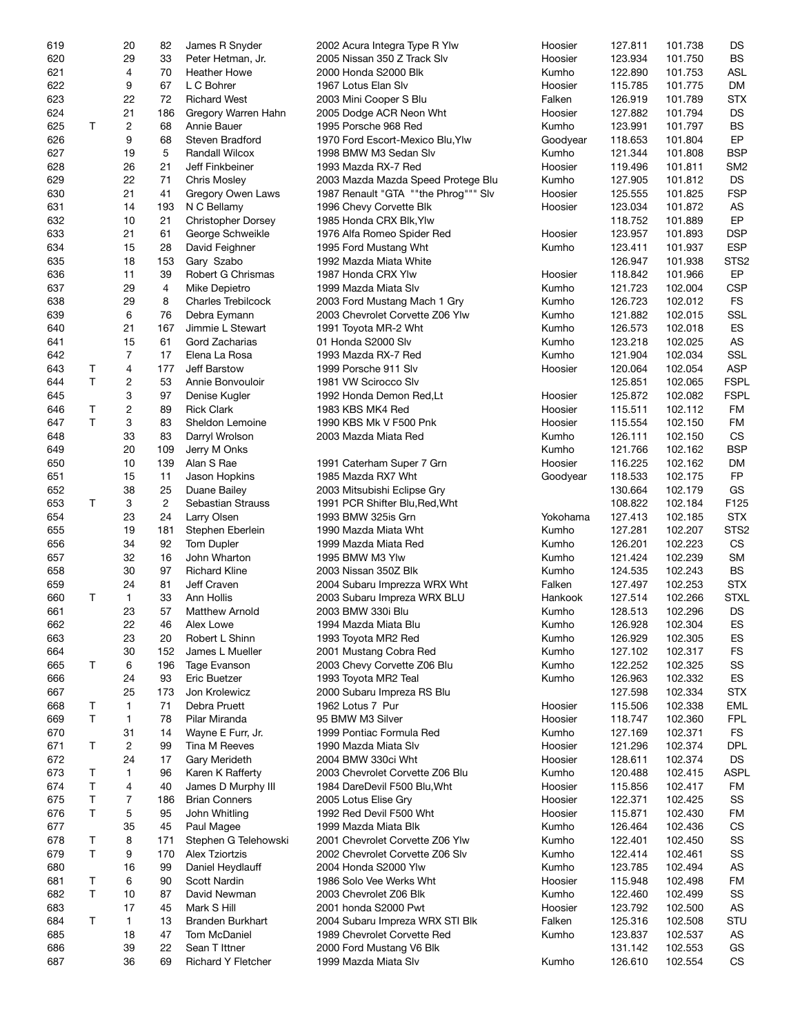| | | | | | | | | | |
|---|---|---|---|---|---|---|---|---|---|
| 619 | | 20 | 82 | James R Snyder | 2002 Acura Integra Type R Ylw | Hoosier | 127.811 | 101.738 | DS |
| 620 | | 29 | 33 | Peter Hetman, Jr. | 2005 Nissan 350 Z Track Slv | Hoosier | 123.934 | 101.750 | BS |
| 621 | | 4 | 70 | Heather Howe | 2000 Honda S2000 Blk | Kumho | 122.890 | 101.753 | ASL |
| 622 | | 9 | 67 | L C Bohrer | 1967 Lotus Elan Slv | Hoosier | 115.785 | 101.775 | DM |
| 623 | | 22 | 72 | Richard West | 2003 Mini Cooper S Blu | Falken | 126.919 | 101.789 | STX |
| 624 | | 21 | 186 | Gregory Warren Hahn | 2005 Dodge ACR Neon Wht | Hoosier | 127.882 | 101.794 | DS |
| 625 | T | 2 | 68 | Annie Bauer | 1995 Porsche 968 Red | Kumho | 123.991 | 101.797 | BS |
| 626 | | 9 | 68 | Steven Bradford | 1970 Ford Escort-Mexico Blu,Ylw | Goodyear | 118.653 | 101.804 | EP |
| 627 | | 19 | 5 | Randall Wilcox | 1998 BMW M3 Sedan Slv | Kumho | 121.344 | 101.808 | BSP |
| 628 | | 26 | 21 | Jeff Finkbeiner | 1993 Mazda RX-7 Red | Hoosier | 119.496 | 101.811 | SM2 |
| 629 | | 22 | 71 | Chris Mosley | 2003 Mazda Mazda Speed Protege Blu | Kumho | 127.905 | 101.812 | DS |
| 630 | | 21 | 41 | Gregory Owen Laws | 1987 Renault "GTA ""the Phrog""" Slv | Hoosier | 125.555 | 101.825 | FSP |
| 631 | | 14 | 193 | N C Bellamy | 1996 Chevy Corvette Blk | Hoosier | 123.034 | 101.872 | AS |
| 632 | | 10 | 21 | Christopher Dorsey | 1985 Honda CRX Blk,Ylw | | 118.752 | 101.889 | EP |
| 633 | | 21 | 61 | George Schweikle | 1976 Alfa Romeo Spider Red | Hoosier | 123.957 | 101.893 | DSP |
| 634 | | 15 | 28 | David Feighner | 1995 Ford Mustang Wht | Kumho | 123.411 | 101.937 | ESP |
| 635 | | 18 | 153 | Gary Szabo | 1992 Mazda Miata White | | 126.947 | 101.938 | STS2 |
| 636 | | 11 | 39 | Robert G Chrismas | 1987 Honda CRX Ylw | Hoosier | 118.842 | 101.966 | EP |
| 637 | | 29 | 4 | Mike Depietro | 1999 Mazda Miata Slv | Kumho | 121.723 | 102.004 | CSP |
| 638 | | 29 | 8 | Charles Trebilcock | 2003 Ford Mustang Mach 1 Gry | Kumho | 126.723 | 102.012 | FS |
| 639 | | 6 | 76 | Debra Eymann | 2003 Chevrolet Corvette Z06 Ylw | Kumho | 121.882 | 102.015 | SSL |
| 640 | | 21 | 167 | Jimmie L Stewart | 1991 Toyota MR-2 Wht | Kumho | 126.573 | 102.018 | ES |
| 641 | | 15 | 61 | Gord Zacharias | 01 Honda S2000 Slv | Kumho | 123.218 | 102.025 | AS |
| 642 | | 7 | 17 | Elena La Rosa | 1993 Mazda RX-7 Red | Kumho | 121.904 | 102.034 | SSL |
| 643 | T | 4 | 177 | Jeff Barstow | 1999 Porsche 911 Slv | Hoosier | 120.064 | 102.054 | ASP |
| 644 | T | 2 | 53 | Annie Bonvouloir | 1981 VW Scirocco Slv | | 125.851 | 102.065 | FSPL |
| 645 | | 3 | 97 | Denise Kugler | 1992 Honda Demon Red,Lt | Hoosier | 125.872 | 102.082 | FSPL |
| 646 | T | 2 | 89 | Rick Clark | 1983 KBS MK4 Red | Hoosier | 115.511 | 102.112 | FM |
| 647 | T | 3 | 83 | Sheldon Lemoine | 1990 KBS Mk V F500 Pnk | Hoosier | 115.554 | 102.150 | FM |
| 648 | | 33 | 83 | Darryl Wrolson | 2003 Mazda Miata Red | Kumho | 126.111 | 102.150 | CS |
| 649 | | 20 | 109 | Jerry M Onks | | Kumho | 121.766 | 102.162 | BSP |
| 650 | | 10 | 139 | Alan S Rae | 1991 Caterham Super 7 Grn | Hoosier | 116.225 | 102.162 | DM |
| 651 | | 15 | 11 | Jason Hopkins | 1985 Mazda RX7 Wht | Goodyear | 118.533 | 102.175 | FP |
| 652 | | 38 | 25 | Duane Bailey | 2003 Mitsubishi Eclipse Gry | | 130.664 | 102.179 | GS |
| 653 | T | 3 | 2 | Sebastian Strauss | 1991 PCR Shifter Blu,Red,Wht | | 108.822 | 102.184 | F125 |
| 654 | | 23 | 24 | Larry Olsen | 1993 BMW 325is Grn | Yokohama | 127.413 | 102.185 | STX |
| 655 | | 19 | 181 | Stephen Eberlein | 1990 Mazda Miata Wht | Kumho | 127.281 | 102.207 | STS2 |
| 656 | | 34 | 92 | Tom Dupler | 1999 Mazda Miata Red | Kumho | 126.201 | 102.223 | CS |
| 657 | | 32 | 16 | John Wharton | 1995 BMW M3 Ylw | Kumho | 121.424 | 102.239 | SM |
| 658 | | 30 | 97 | Richard Kline | 2003 Nissan 350Z Blk | Kumho | 124.535 | 102.243 | BS |
| 659 | | 24 | 81 | Jeff Craven | 2004 Subaru Imprezza WRX Wht | Falken | 127.497 | 102.253 | STX |
| 660 | T | 1 | 33 | Ann Hollis | 2003 Subaru Impreza WRX BLU | Hankook | 127.514 | 102.266 | STXL |
| 661 | | 23 | 57 | Matthew Arnold | 2003 BMW 330i Blu | Kumho | 128.513 | 102.296 | DS |
| 662 | | 22 | 46 | Alex Lowe | 1994 Mazda Miata Blu | Kumho | 126.928 | 102.304 | ES |
| 663 | | 23 | 20 | Robert L Shinn | 1993 Toyota MR2 Red | Kumho | 126.929 | 102.305 | ES |
| 664 | | 30 | 152 | James L Mueller | 2001 Mustang Cobra Red | Kumho | 127.102 | 102.317 | FS |
| 665 | T | 6 | 196 | Tage Evanson | 2003 Chevy Corvette Z06 Blu | Kumho | 122.252 | 102.325 | SS |
| 666 | | 24 | 93 | Eric Buetzer | 1993 Toyota MR2 Teal | Kumho | 126.963 | 102.332 | ES |
| 667 | | 25 | 173 | Jon Krolewicz | 2000 Subaru Impreza RS Blu | | 127.598 | 102.334 | STX |
| 668 | T | 1 | 71 | Debra Pruett | 1962 Lotus 7 Pur | Hoosier | 115.506 | 102.338 | EML |
| 669 | T | 1 | 78 | Pilar Miranda | 95 BMW M3 Silver | Hoosier | 118.747 | 102.360 | FPL |
| 670 | | 31 | 14 | Wayne E Furr, Jr. | 1999 Pontiac Formula Red | Kumho | 127.169 | 102.371 | FS |
| 671 | T | 2 | 99 | Tina M Reeves | 1990 Mazda Miata Slv | Hoosier | 121.296 | 102.374 | DPL |
| 672 | | 24 | 17 | Gary Merideth | 2004 BMW 330ci Wht | Hoosier | 128.611 | 102.374 | DS |
| 673 | T | 1 | 96 | Karen K Rafferty | 2003 Chevrolet Corvette Z06 Blu | Kumho | 120.488 | 102.415 | ASPL |
| 674 | T | 4 | 40 | James D Murphy III | 1984 DareDevil F500 Blu,Wht | Hoosier | 115.856 | 102.417 | FM |
| 675 | T | 7 | 186 | Brian Conners | 2005 Lotus Elise Gry | Hoosier | 122.371 | 102.425 | SS |
| 676 | T | 5 | 95 | John Whitling | 1992 Red Devil F500 Wht | Hoosier | 115.871 | 102.430 | FM |
| 677 | | 35 | 45 | Paul Magee | 1999 Mazda Miata Blk | Kumho | 126.464 | 102.436 | CS |
| 678 | T | 8 | 171 | Stephen G Telehowski | 2001 Chevrolet Corvette Z06 Ylw | Kumho | 122.401 | 102.450 | SS |
| 679 | T | 9 | 170 | Alex Tziortzis | 2002 Chevrolet Corvette Z06 Slv | Kumho | 122.414 | 102.461 | SS |
| 680 | | 16 | 99 | Daniel Heydlauff | 2004 Honda S2000 Ylw | Kumho | 123.785 | 102.494 | AS |
| 681 | T | 6 | 90 | Scott Nardin | 1986 Solo Vee Werks Wht | Hoosier | 115.948 | 102.498 | FM |
| 682 | T | 10 | 87 | David Newman | 2003 Chevrolet Z06 Blk | Kumho | 122.460 | 102.499 | SS |
| 683 | | 17 | 45 | Mark S Hill | 2001 honda S2000 Pwt | Hoosier | 123.792 | 102.500 | AS |
| 684 | T | 1 | 13 | Branden Burkhart | 2004 Subaru Impreza WRX STI Blk | Falken | 125.316 | 102.508 | STU |
| 685 | | 18 | 47 | Tom McDaniel | 1989 Chevrolet Corvette Red | Kumho | 123.837 | 102.537 | AS |
| 686 | | 39 | 22 | Sean T Ittner | 2000 Ford Mustang V6 Blk | | 131.142 | 102.553 | GS |
| 687 | | 36 | 69 | Richard Y Fletcher | 1999 Mazda Miata Slv | Kumho | 126.610 | 102.554 | CS |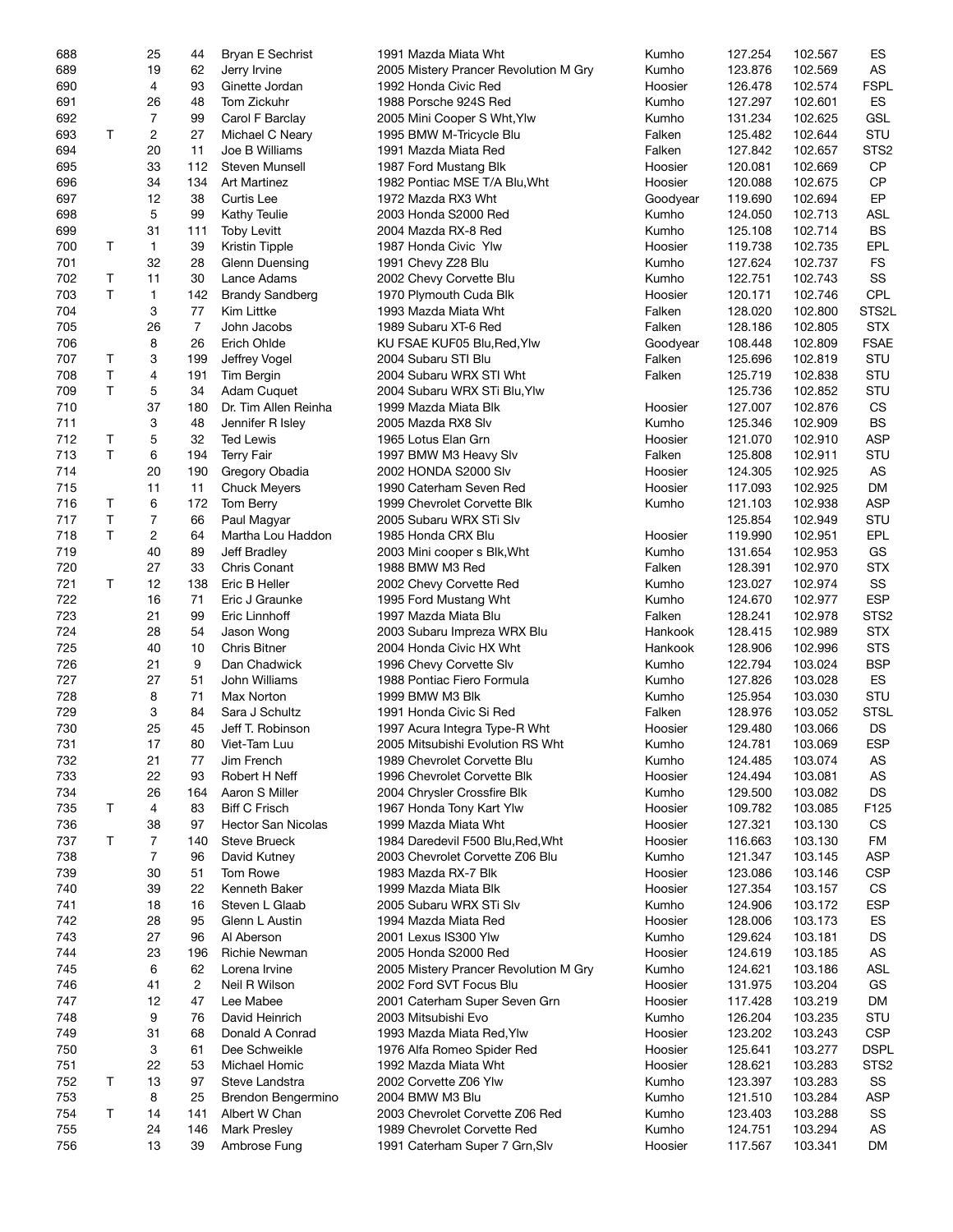| | | | | | | | | | |
|---|---|---|---|---|---|---|---|---|---|
| 688 | | 25 | 44 | Bryan E Sechrist | 1991 Mazda Miata Wht | Kumho | 127.254 | 102.567 | ES |
| 689 | | 19 | 62 | Jerry Irvine | 2005 Mistery Prancer Revolution M Gry | Kumho | 123.876 | 102.569 | AS |
| 690 | | 4 | 93 | Ginette Jordan | 1992 Honda Civic Red | Hoosier | 126.478 | 102.574 | FSPL |
| 691 | | 26 | 48 | Tom Zickuhr | 1988 Porsche 924S Red | Kumho | 127.297 | 102.601 | ES |
| 692 | | 7 | 99 | Carol F Barclay | 2005 Mini Cooper S Wht,Ylw | Kumho | 131.234 | 102.625 | GSL |
| 693 | T | 2 | 27 | Michael C Neary | 1995 BMW M-Tricycle Blu | Falken | 125.482 | 102.644 | STU |
| 694 | | 20 | 11 | Joe B Williams | 1991 Mazda Miata Red | Falken | 127.842 | 102.657 | STS2 |
| 695 | | 33 | 112 | Steven Munsell | 1987 Ford Mustang Blk | Hoosier | 120.081 | 102.669 | CP |
| 696 | | 34 | 134 | Art Martinez | 1982 Pontiac MSE T/A Blu,Wht | Hoosier | 120.088 | 102.675 | CP |
| 697 | | 12 | 38 | Curtis Lee | 1972 Mazda RX3 Wht | Goodyear | 119.690 | 102.694 | EP |
| 698 | | 5 | 99 | Kathy Teulie | 2003 Honda S2000 Red | Kumho | 124.050 | 102.713 | ASL |
| 699 | | 31 | 111 | Toby Levitt | 2004 Mazda RX-8 Red | Kumho | 125.108 | 102.714 | BS |
| 700 | T | 1 | 39 | Kristin Tipple | 1987 Honda Civic Ylw | Hoosier | 119.738 | 102.735 | EPL |
| 701 | | 32 | 28 | Glenn Duensing | 1991 Chevy Z28 Blu | Kumho | 127.624 | 102.737 | FS |
| 702 | T | 11 | 30 | Lance Adams | 2002 Chevy Corvette Blu | Kumho | 122.751 | 102.743 | SS |
| 703 | T | 1 | 142 | Brandy Sandberg | 1970 Plymouth Cuda Blk | Hoosier | 120.171 | 102.746 | CPL |
| 704 | | 3 | 77 | Kim Littke | 1993 Mazda Miata Wht | Falken | 128.020 | 102.800 | STS2L |
| 705 | | 26 | 7 | John Jacobs | 1989 Subaru XT-6 Red | Falken | 128.186 | 102.805 | STX |
| 706 | | 8 | 26 | Erich Ohlde | KU FSAE KUF05 Blu,Red,Ylw | Goodyear | 108.448 | 102.809 | FSAE |
| 707 | T | 3 | 199 | Jeffrey Vogel | 2004 Subaru STI Blu | Falken | 125.696 | 102.819 | STU |
| 708 | T | 4 | 191 | Tim Bergin | 2004 Subaru WRX STI Wht | Falken | 125.719 | 102.838 | STU |
| 709 | T | 5 | 34 | Adam Cuquet | 2004 Subaru WRX STi Blu,Ylw | | 125.736 | 102.852 | STU |
| 710 | | 37 | 180 | Dr. Tim Allen Reinha | 1999 Mazda Miata Blk | Hoosier | 127.007 | 102.876 | CS |
| 711 | | 3 | 48 | Jennifer R Isley | 2005 Mazda RX8 Slv | Kumho | 125.346 | 102.909 | BS |
| 712 | T | 5 | 32 | Ted Lewis | 1965 Lotus Elan Grn | Hoosier | 121.070 | 102.910 | ASP |
| 713 | T | 6 | 194 | Terry Fair | 1997 BMW M3 Heavy Slv | Falken | 125.808 | 102.911 | STU |
| 714 | | 20 | 190 | Gregory Obadia | 2002 HONDA S2000 Slv | Hoosier | 124.305 | 102.925 | AS |
| 715 | | 11 | 11 | Chuck Meyers | 1990 Caterham Seven Red | Hoosier | 117.093 | 102.925 | DM |
| 716 | T | 6 | 172 | Tom Berry | 1999 Chevrolet Corvette Blk | Kumho | 121.103 | 102.938 | ASP |
| 717 | T | 7 | 66 | Paul Magyar | 2005 Subaru WRX STi Slv | | 125.854 | 102.949 | STU |
| 718 | T | 2 | 64 | Martha Lou Haddon | 1985 Honda CRX Blu | Hoosier | 119.990 | 102.951 | EPL |
| 719 | | 40 | 89 | Jeff Bradley | 2003 Mini cooper s Blk,Wht | Kumho | 131.654 | 102.953 | GS |
| 720 | | 27 | 33 | Chris Conant | 1988 BMW M3 Red | Falken | 128.391 | 102.970 | STX |
| 721 | T | 12 | 138 | Eric B Heller | 2002 Chevy Corvette Red | Kumho | 123.027 | 102.974 | SS |
| 722 | | 16 | 71 | Eric J Graunke | 1995 Ford Mustang Wht | Kumho | 124.670 | 102.977 | ESP |
| 723 | | 21 | 99 | Eric Linnhoff | 1997 Mazda Miata Blu | Falken | 128.241 | 102.978 | STS2 |
| 724 | | 28 | 54 | Jason Wong | 2003 Subaru Impreza WRX Blu | Hankook | 128.415 | 102.989 | STX |
| 725 | | 40 | 10 | Chris Bitner | 2004 Honda Civic HX Wht | Hankook | 128.906 | 102.996 | STS |
| 726 | | 21 | 9 | Dan Chadwick | 1996 Chevy Corvette Slv | Kumho | 122.794 | 103.024 | BSP |
| 727 | | 27 | 51 | John Williams | 1988 Pontiac Fiero Formula | Kumho | 127.826 | 103.028 | ES |
| 728 | | 8 | 71 | Max Norton | 1999 BMW M3 Blk | Kumho | 125.954 | 103.030 | STU |
| 729 | | 3 | 84 | Sara J Schultz | 1991 Honda Civic Si Red | Falken | 128.976 | 103.052 | STSL |
| 730 | | 25 | 45 | Jeff T. Robinson | 1997 Acura Integra Type-R Wht | Hoosier | 129.480 | 103.066 | DS |
| 731 | | 17 | 80 | Viet-Tam Luu | 2005 Mitsubishi Evolution RS Wht | Kumho | 124.781 | 103.069 | ESP |
| 732 | | 21 | 77 | Jim French | 1989 Chevrolet Corvette Blu | Kumho | 124.485 | 103.074 | AS |
| 733 | | 22 | 93 | Robert H Neff | 1996 Chevrolet Corvette Blk | Hoosier | 124.494 | 103.081 | AS |
| 734 | | 26 | 164 | Aaron S Miller | 2004 Chrysler Crossfire Blk | Kumho | 129.500 | 103.082 | DS |
| 735 | T | 4 | 83 | Biff C Frisch | 1967 Honda Tony Kart Ylw | Hoosier | 109.782 | 103.085 | F125 |
| 736 | | 38 | 97 | Hector San Nicolas | 1999 Mazda Miata Wht | Hoosier | 127.321 | 103.130 | CS |
| 737 | T | 7 | 140 | Steve Brueck | 1984 Daredevil F500 Blu,Red,Wht | Hoosier | 116.663 | 103.130 | FM |
| 738 | | 7 | 96 | David Kutney | 2003 Chevrolet Corvette Z06 Blu | Kumho | 121.347 | 103.145 | ASP |
| 739 | | 30 | 51 | Tom Rowe | 1983 Mazda RX-7 Blk | Hoosier | 123.086 | 103.146 | CSP |
| 740 | | 39 | 22 | Kenneth Baker | 1999 Mazda Miata Blk | Hoosier | 127.354 | 103.157 | CS |
| 741 | | 18 | 16 | Steven L Glaab | 2005 Subaru WRX STi Slv | Kumho | 124.906 | 103.172 | ESP |
| 742 | | 28 | 95 | Glenn L Austin | 1994 Mazda Miata Red | Hoosier | 128.006 | 103.173 | ES |
| 743 | | 27 | 96 | Al Aberson | 2001 Lexus IS300 Ylw | Kumho | 129.624 | 103.181 | DS |
| 744 | | 23 | 196 | Richie Newman | 2005 Honda S2000 Red | Hoosier | 124.619 | 103.185 | AS |
| 745 | | 6 | 62 | Lorena Irvine | 2005 Mistery Prancer Revolution M Gry | Kumho | 124.621 | 103.186 | ASL |
| 746 | | 41 | 2 | Neil R Wilson | 2002 Ford SVT Focus Blu | Hoosier | 131.975 | 103.204 | GS |
| 747 | | 12 | 47 | Lee Mabee | 2001 Caterham Super Seven Grn | Hoosier | 117.428 | 103.219 | DM |
| 748 | | 9 | 76 | David Heinrich | 2003 Mitsubishi Evo | Kumho | 126.204 | 103.235 | STU |
| 749 | | 31 | 68 | Donald A Conrad | 1993 Mazda Miata Red,Ylw | Hoosier | 123.202 | 103.243 | CSP |
| 750 | | 3 | 61 | Dee Schweikle | 1976 Alfa Romeo Spider Red | Hoosier | 125.641 | 103.277 | DSPL |
| 751 | | 22 | 53 | Michael Homic | 1992 Mazda Miata Wht | Hoosier | 128.621 | 103.283 | STS2 |
| 752 | T | 13 | 97 | Steve Landstra | 2002 Corvette Z06 Ylw | Kumho | 123.397 | 103.283 | SS |
| 753 | | 8 | 25 | Brendon Bengermino | 2004 BMW M3 Blu | Kumho | 121.510 | 103.284 | ASP |
| 754 | T | 14 | 141 | Albert W Chan | 2003 Chevrolet Corvette Z06 Red | Kumho | 123.403 | 103.288 | SS |
| 755 | | 24 | 146 | Mark Presley | 1989 Chevrolet Corvette Red | Kumho | 124.751 | 103.294 | AS |
| 756 | | 13 | 39 | Ambrose Fung | 1991 Caterham Super 7 Grn,Slv | Hoosier | 117.567 | 103.341 | DM |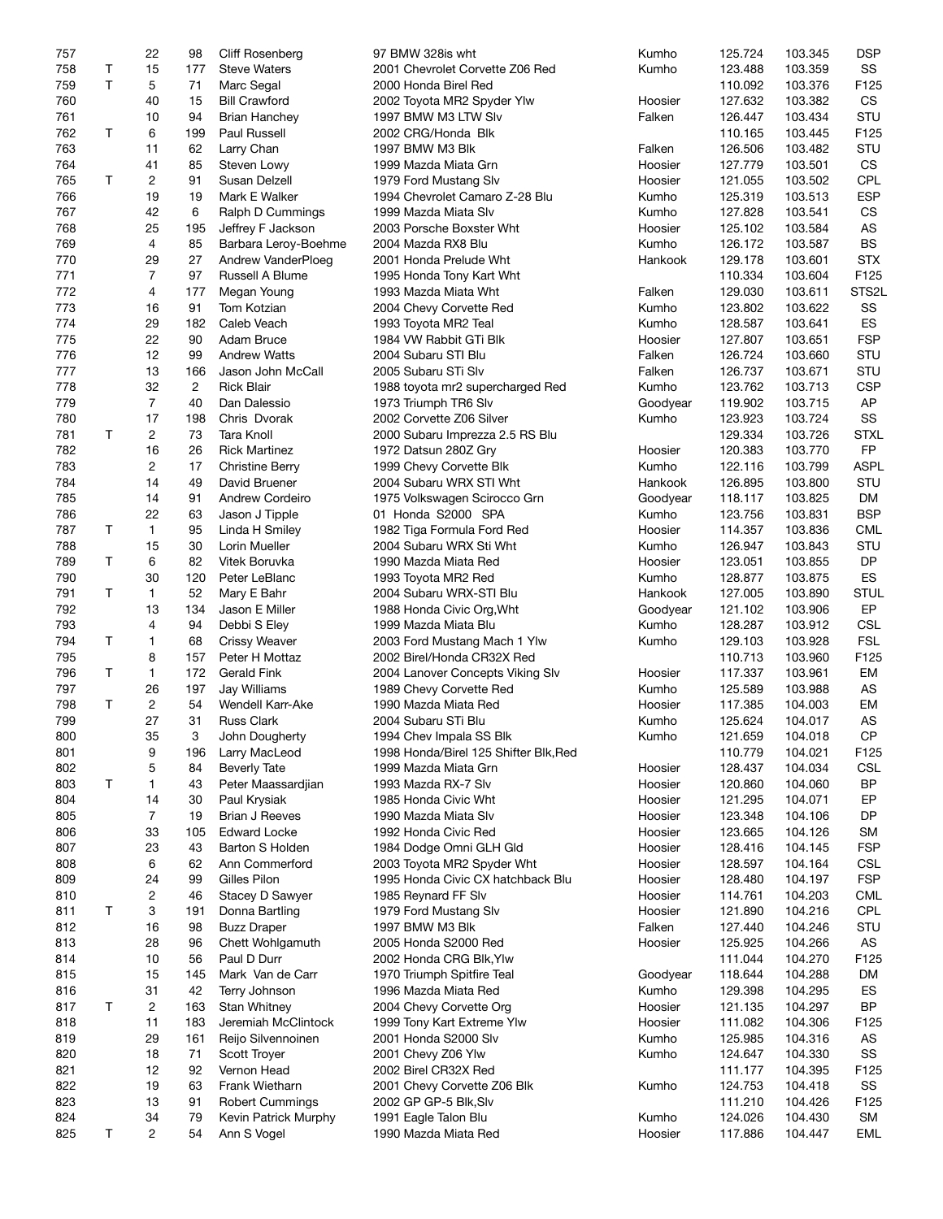| | | | | | | | | | |
|---|---|---|---|---|---|---|---|---|---|
| 757 | | 22 | 98 | Cliff Rosenberg | 97 BMW 328is wht | Kumho | 125.724 | 103.345 | DSP |
| 758 | T | 15 | 177 | Steve Waters | 2001 Chevrolet Corvette Z06 Red | Kumho | 123.488 | 103.359 | SS |
| 759 | T | 5 | 71 | Marc Segal | 2000 Honda Birel Red | | 110.092 | 103.376 | F125 |
| 760 | | 40 | 15 | Bill Crawford | 2002 Toyota MR2 Spyder Ylw | Hoosier | 127.632 | 103.382 | CS |
| 761 | | 10 | 94 | Brian Hanchey | 1997 BMW M3 LTW Slv | Falken | 126.447 | 103.434 | STU |
| 762 | T | 6 | 199 | Paul Russell | 2002 CRG/Honda Blk | | 110.165 | 103.445 | F125 |
| 763 | | 11 | 62 | Larry Chan | 1997 BMW M3 Blk | Falken | 126.506 | 103.482 | STU |
| 764 | | 41 | 85 | Steven Lowy | 1999 Mazda Miata Grn | Hoosier | 127.779 | 103.501 | CS |
| 765 | T | 2 | 91 | Susan Delzell | 1979 Ford Mustang Slv | Hoosier | 121.055 | 103.502 | CPL |
| 766 | | 19 | 19 | Mark E Walker | 1994 Chevrolet Camaro Z-28 Blu | Kumho | 125.319 | 103.513 | ESP |
| 767 | | 42 | 6 | Ralph D Cummings | 1999 Mazda Miata Slv | Kumho | 127.828 | 103.541 | CS |
| 768 | | 25 | 195 | Jeffrey F Jackson | 2003 Porsche Boxster Wht | Hoosier | 125.102 | 103.584 | AS |
| 769 | | 4 | 85 | Barbara Leroy-Boehme | 2004 Mazda RX8 Blu | Kumho | 126.172 | 103.587 | BS |
| 770 | | 29 | 27 | Andrew VanderPloeg | 2001 Honda Prelude Wht | Hankook | 129.178 | 103.601 | STX |
| 771 | | 7 | 97 | Russell A Blume | 1995 Honda Tony Kart Wht | | 110.334 | 103.604 | F125 |
| 772 | | 4 | 177 | Megan Young | 1993 Mazda Miata Wht | Falken | 129.030 | 103.611 | STS2L |
| 773 | | 16 | 91 | Tom Kotzian | 2004 Chevy Corvette Red | Kumho | 123.802 | 103.622 | SS |
| 774 | | 29 | 182 | Caleb Veach | 1993 Toyota MR2 Teal | Kumho | 128.587 | 103.641 | ES |
| 775 | | 22 | 90 | Adam Bruce | 1984 VW Rabbit GTi Blk | Hoosier | 127.807 | 103.651 | FSP |
| 776 | | 12 | 99 | Andrew Watts | 2004 Subaru STI Blu | Falken | 126.724 | 103.660 | STU |
| 777 | | 13 | 166 | Jason John McCall | 2005 Subaru STi Slv | Falken | 126.737 | 103.671 | STU |
| 778 | | 32 | 2 | Rick Blair | 1988 toyota mr2 supercharged Red | Kumho | 123.762 | 103.713 | CSP |
| 779 | | 7 | 40 | Dan Dalessio | 1973 Triumph TR6 Slv | Goodyear | 119.902 | 103.715 | AP |
| 780 | | 17 | 198 | Chris Dvorak | 2002 Corvette Z06 Silver | Kumho | 123.923 | 103.724 | SS |
| 781 | T | 2 | 73 | Tara Knoll | 2000 Subaru Imprezza 2.5 RS Blu | | 129.334 | 103.726 | STXL |
| 782 | | 16 | 26 | Rick Martinez | 1972 Datsun 280Z Gry | Hoosier | 120.383 | 103.770 | FP |
| 783 | | 2 | 17 | Christine Berry | 1999 Chevy Corvette Blk | Kumho | 122.116 | 103.799 | ASPL |
| 784 | | 14 | 49 | David Bruener | 2004 Subaru WRX STI Wht | Hankook | 126.895 | 103.800 | STU |
| 785 | | 14 | 91 | Andrew Cordeiro | 1975 Volkswagen Scirocco Grn | Goodyear | 118.117 | 103.825 | DM |
| 786 | | 22 | 63 | Jason J Tipple | 01 Honda S2000 SPA | Kumho | 123.756 | 103.831 | BSP |
| 787 | T | 1 | 95 | Linda H Smiley | 1982 Tiga Formula Ford Red | Hoosier | 114.357 | 103.836 | CML |
| 788 | | 15 | 30 | Lorin Mueller | 2004 Subaru WRX Sti Wht | Kumho | 126.947 | 103.843 | STU |
| 789 | T | 6 | 82 | Vitek Boruvka | 1990 Mazda Miata Red | Hoosier | 123.051 | 103.855 | DP |
| 790 | | 30 | 120 | Peter LeBlanc | 1993 Toyota MR2 Red | Kumho | 128.877 | 103.875 | ES |
| 791 | T | 1 | 52 | Mary E Bahr | 2004 Subaru WRX-STI Blu | Hankook | 127.005 | 103.890 | STUL |
| 792 | | 13 | 134 | Jason E Miller | 1988 Honda Civic Org,Wht | Goodyear | 121.102 | 103.906 | EP |
| 793 | | 4 | 94 | Debbi S Eley | 1999 Mazda Miata Blu | Kumho | 128.287 | 103.912 | CSL |
| 794 | T | 1 | 68 | Crissy Weaver | 2003 Ford Mustang Mach 1 Ylw | Kumho | 129.103 | 103.928 | FSL |
| 795 | | 8 | 157 | Peter H Mottaz | 2002 Birel/Honda CR32X Red | | 110.713 | 103.960 | F125 |
| 796 | T | 1 | 172 | Gerald Fink | 2004 Lanover Concepts Viking Slv | Hoosier | 117.337 | 103.961 | EM |
| 797 | | 26 | 197 | Jay Williams | 1989 Chevy Corvette Red | Kumho | 125.589 | 103.988 | AS |
| 798 | T | 2 | 54 | Wendell Karr-Ake | 1990 Mazda Miata Red | Hoosier | 117.385 | 104.003 | EM |
| 799 | | 27 | 31 | Russ Clark | 2004 Subaru STi Blu | Kumho | 125.624 | 104.017 | AS |
| 800 | | 35 | 3 | John Dougherty | 1994 Chev Impala SS Blk | Kumho | 121.659 | 104.018 | CP |
| 801 | | 9 | 196 | Larry MacLeod | 1998 Honda/Birel 125 Shifter Blk,Red | | 110.779 | 104.021 | F125 |
| 802 | | 5 | 84 | Beverly Tate | 1999 Mazda Miata Grn | Hoosier | 128.437 | 104.034 | CSL |
| 803 | T | 1 | 43 | Peter Maassardjian | 1993 Mazda RX-7 Slv | Hoosier | 120.860 | 104.060 | BP |
| 804 | | 14 | 30 | Paul Krysiak | 1985 Honda Civic Wht | Hoosier | 121.295 | 104.071 | EP |
| 805 | | 7 | 19 | Brian J Reeves | 1990 Mazda Miata Slv | Hoosier | 123.348 | 104.106 | DP |
| 806 | | 33 | 105 | Edward Locke | 1992 Honda Civic Red | Hoosier | 123.665 | 104.126 | SM |
| 807 | | 23 | 43 | Barton S Holden | 1984 Dodge Omni GLH Gld | Hoosier | 128.416 | 104.145 | FSP |
| 808 | | 6 | 62 | Ann Commerford | 2003 Toyota MR2 Spyder Wht | Hoosier | 128.597 | 104.164 | CSL |
| 809 | | 24 | 99 | Gilles Pilon | 1995 Honda Civic CX hatchback Blu | Hoosier | 128.480 | 104.197 | FSP |
| 810 | | 2 | 46 | Stacey D Sawyer | 1985 Reynard FF Slv | Hoosier | 114.761 | 104.203 | CML |
| 811 | T | 3 | 191 | Donna Bartling | 1979 Ford Mustang Slv | Hoosier | 121.890 | 104.216 | CPL |
| 812 | | 16 | 98 | Buzz Draper | 1997 BMW M3 Blk | Falken | 127.440 | 104.246 | STU |
| 813 | | 28 | 96 | Chett Wohlgamuth | 2005 Honda S2000 Red | Hoosier | 125.925 | 104.266 | AS |
| 814 | | 10 | 56 | Paul D Durr | 2002 Honda CRG Blk,Ylw | | 111.044 | 104.270 | F125 |
| 815 | | 15 | 145 | Mark Van de Carr | 1970 Triumph Spitfire Teal | Goodyear | 118.644 | 104.288 | DM |
| 816 | | 31 | 42 | Terry Johnson | 1996 Mazda Miata Red | Kumho | 129.398 | 104.295 | ES |
| 817 | T | 2 | 163 | Stan Whitney | 2004 Chevy Corvette Org | Hoosier | 121.135 | 104.297 | BP |
| 818 | | 11 | 183 | Jeremiah McClintock | 1999 Tony Kart Extreme Ylw | Hoosier | 111.082 | 104.306 | F125 |
| 819 | | 29 | 161 | Reijo Silvennoinen | 2001 Honda S2000 Slv | Kumho | 125.985 | 104.316 | AS |
| 820 | | 18 | 71 | Scott Troyer | 2001 Chevy Z06 Ylw | Kumho | 124.647 | 104.330 | SS |
| 821 | | 12 | 92 | Vernon Head | 2002 Birel CR32X Red | | 111.177 | 104.395 | F125 |
| 822 | | 19 | 63 | Frank Wietharn | 2001 Chevy Corvette Z06 Blk | Kumho | 124.753 | 104.418 | SS |
| 823 | | 13 | 91 | Robert Cummings | 2002 GP GP-5 Blk,Slv | | 111.210 | 104.426 | F125 |
| 824 | | 34 | 79 | Kevin Patrick Murphy | 1991 Eagle Talon Blu | Kumho | 124.026 | 104.430 | SM |
| 825 | T | 2 | 54 | Ann S Vogel | 1990 Mazda Miata Red | Hoosier | 117.886 | 104.447 | EML |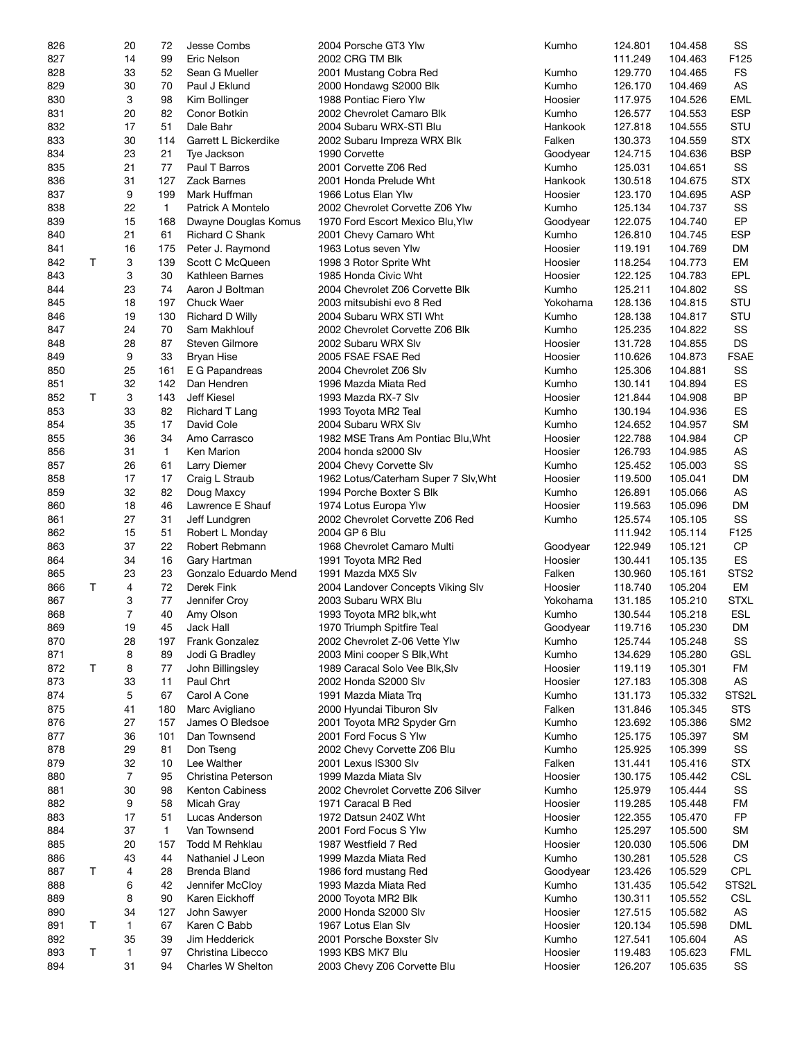| | | | | | | | | | |
|---|---|---|---|---|---|---|---|---|---|
| 826 | | 20 | 72 | Jesse Combs | 2004 Porsche GT3 Ylw | Kumho | 124.801 | 104.458 | SS |
| 827 | | 14 | 99 | Eric Nelson | 2002 CRG TM Blk | | 111.249 | 104.463 | F125 |
| 828 | | 33 | 52 | Sean G Mueller | 2001 Mustang Cobra Red | Kumho | 129.770 | 104.465 | FS |
| 829 | | 30 | 70 | Paul J Eklund | 2000 Hondawg S2000 Blk | Kumho | 126.170 | 104.469 | AS |
| 830 | | 3 | 98 | Kim Bollinger | 1988 Pontiac Fiero Ylw | Hoosier | 117.975 | 104.526 | EML |
| 831 | | 20 | 82 | Conor Botkin | 2002 Chevrolet Camaro Blk | Kumho | 126.577 | 104.553 | ESP |
| 832 | | 17 | 51 | Dale Bahr | 2004 Subaru WRX-STI Blu | Hankook | 127.818 | 104.555 | STU |
| 833 | | 30 | 114 | Garrett L Bickerdike | 2002 Subaru Impreza WRX Blk | Falken | 130.373 | 104.559 | STX |
| 834 | | 23 | 21 | Tye Jackson | 1990 Corvette | Goodyear | 124.715 | 104.636 | BSP |
| 835 | | 21 | 77 | Paul T Barros | 2001 Corvette Z06 Red | Kumho | 125.031 | 104.651 | SS |
| 836 | | 31 | 127 | Zack Barnes | 2001 Honda Prelude Wht | Hankook | 130.518 | 104.675 | STX |
| 837 | | 9 | 199 | Mark Huffman | 1966 Lotus Elan Ylw | Hoosier | 123.170 | 104.695 | ASP |
| 838 | | 22 | 1 | Patrick A Montelo | 2002 Chevrolet Corvette Z06 Ylw | Kumho | 125.134 | 104.737 | SS |
| 839 | | 15 | 168 | Dwayne Douglas Komus | 1970 Ford Escort Mexico Blu,Ylw | Goodyear | 122.075 | 104.740 | EP |
| 840 | | 21 | 61 | Richard C Shank | 2001 Chevy Camaro Wht | Kumho | 126.810 | 104.745 | ESP |
| 841 | | 16 | 175 | Peter J. Raymond | 1963 Lotus seven Ylw | Hoosier | 119.191 | 104.769 | DM |
| 842 | T | 3 | 139 | Scott C McQueen | 1998 3 Rotor Sprite Wht | Hoosier | 118.254 | 104.773 | EM |
| 843 | | 3 | 30 | Kathleen Barnes | 1985 Honda Civic Wht | Hoosier | 122.125 | 104.783 | EPL |
| 844 | | 23 | 74 | Aaron J Boltman | 2004 Chevrolet Z06 Corvette Blk | Kumho | 125.211 | 104.802 | SS |
| 845 | | 18 | 197 | Chuck Waer | 2003 mitsubishi evo 8 Red | Yokohama | 128.136 | 104.815 | STU |
| 846 | | 19 | 130 | Richard D Willy | 2004 Subaru WRX STI Wht | Kumho | 128.138 | 104.817 | STU |
| 847 | | 24 | 70 | Sam Makhlouf | 2002 Chevrolet Corvette Z06 Blk | Kumho | 125.235 | 104.822 | SS |
| 848 | | 28 | 87 | Steven Gilmore | 2002 Subaru WRX Slv | Hoosier | 131.728 | 104.855 | DS |
| 849 | | 9 | 33 | Bryan Hise | 2005 FSAE FSAE Red | Hoosier | 110.626 | 104.873 | FSAE |
| 850 | | 25 | 161 | E G Papandreas | 2004 Chevrolet Z06 Slv | Kumho | 125.306 | 104.881 | SS |
| 851 | | 32 | 142 | Dan Hendren | 1996 Mazda Miata Red | Kumho | 130.141 | 104.894 | ES |
| 852 | T | 3 | 143 | Jeff Kiesel | 1993 Mazda RX-7 Slv | Hoosier | 121.844 | 104.908 | BP |
| 853 | | 33 | 82 | Richard T Lang | 1993 Toyota MR2 Teal | Kumho | 130.194 | 104.936 | ES |
| 854 | | 35 | 17 | David Cole | 2004 Subaru WRX Slv | Kumho | 124.652 | 104.957 | SM |
| 855 | | 36 | 34 | Amo Carrasco | 1982 MSE Trans Am Pontiac Blu,Wht | Hoosier | 122.788 | 104.984 | CP |
| 856 | | 31 | 1 | Ken Marion | 2004 honda s2000 Slv | Hoosier | 126.793 | 104.985 | AS |
| 857 | | 26 | 61 | Larry Diemer | 2004 Chevy Corvette Slv | Kumho | 125.452 | 105.003 | SS |
| 858 | | 17 | 17 | Craig L Straub | 1962 Lotus/Caterham Super 7 Slv,Wht | Hoosier | 119.500 | 105.041 | DM |
| 859 | | 32 | 82 | Doug Maxcy | 1994 Porche Boxter S Blk | Kumho | 126.891 | 105.066 | AS |
| 860 | | 18 | 46 | Lawrence E Shauf | 1974 Lotus Europa Ylw | Hoosier | 119.563 | 105.096 | DM |
| 861 | | 27 | 31 | Jeff Lundgren | 2002 Chevrolet Corvette Z06 Red | Kumho | 125.574 | 105.105 | SS |
| 862 | | 15 | 51 | Robert L Monday | 2004 GP 6 Blu | | 111.942 | 105.114 | F125 |
| 863 | | 37 | 22 | Robert Rebmann | 1968 Chevrolet Camaro Multi | Goodyear | 122.949 | 105.121 | CP |
| 864 | | 34 | 16 | Gary Hartman | 1991 Toyota MR2 Red | Hoosier | 130.441 | 105.135 | ES |
| 865 | | 23 | 23 | Gonzalo Eduardo Mend | 1991 Mazda MX5 Slv | Falken | 130.960 | 105.161 | STS2 |
| 866 | T | 4 | 72 | Derek Fink | 2004 Landover Concepts Viking Slv | Hoosier | 118.740 | 105.204 | EM |
| 867 | | 3 | 77 | Jennifer Croy | 2003 Subaru WRX Blu | Yokohama | 131.185 | 105.210 | STXL |
| 868 | | 7 | 40 | Amy Olson | 1993 Toyota MR2 blk,wht | Kumho | 130.544 | 105.218 | ESL |
| 869 | | 19 | 45 | Jack Hall | 1970 Triumph Spitfire Teal | Goodyear | 119.716 | 105.230 | DM |
| 870 | | 28 | 197 | Frank Gonzalez | 2002 Chevrolet Z-06 Vette Ylw | Kumho | 125.744 | 105.248 | SS |
| 871 | | 8 | 89 | Jodi G Bradley | 2003 Mini cooper S Blk,Wht | Kumho | 134.629 | 105.280 | GSL |
| 872 | T | 8 | 77 | John Billingsley | 1989 Caracal Solo Vee Blk,Slv | Hoosier | 119.119 | 105.301 | FM |
| 873 | | 33 | 11 | Paul Chrt | 2002 Honda S2000 Slv | Hoosier | 127.183 | 105.308 | AS |
| 874 | | 5 | 67 | Carol A Cone | 1991 Mazda Miata Trq | Kumho | 131.173 | 105.332 | STS2L |
| 875 | | 41 | 180 | Marc Avigliano | 2000 Hyundai Tiburon Slv | Falken | 131.846 | 105.345 | STS |
| 876 | | 27 | 157 | James O Bledsoe | 2001 Toyota MR2 Spyder Grn | Kumho | 123.692 | 105.386 | SM2 |
| 877 | | 36 | 101 | Dan Townsend | 2001 Ford Focus S Ylw | Kumho | 125.175 | 105.397 | SM |
| 878 | | 29 | 81 | Don Tseng | 2002 Chevy Corvette Z06 Blu | Kumho | 125.925 | 105.399 | SS |
| 879 | | 32 | 10 | Lee Walther | 2001 Lexus IS300 Slv | Falken | 131.441 | 105.416 | STX |
| 880 | | 7 | 95 | Christina Peterson | 1999 Mazda Miata Slv | Hoosier | 130.175 | 105.442 | CSL |
| 881 | | 30 | 98 | Kenton Cabiness | 2002 Chevrolet Corvette Z06 Silver | Kumho | 125.979 | 105.444 | SS |
| 882 | | 9 | 58 | Micah Gray | 1971 Caracal B Red | Hoosier | 119.285 | 105.448 | FM |
| 883 | | 17 | 51 | Lucas Anderson | 1972 Datsun 240Z Wht | Hoosier | 122.355 | 105.470 | FP |
| 884 | | 37 | 1 | Van Townsend | 2001 Ford Focus S Ylw | Kumho | 125.297 | 105.500 | SM |
| 885 | | 20 | 157 | Todd M Rehklau | 1987 Westfield 7 Red | Hoosier | 120.030 | 105.506 | DM |
| 886 | | 43 | 44 | Nathaniel J Leon | 1999 Mazda Miata Red | Kumho | 130.281 | 105.528 | CS |
| 887 | T | 4 | 28 | Brenda Bland | 1986 ford mustang Red | Goodyear | 123.426 | 105.529 | CPL |
| 888 | | 6 | 42 | Jennifer McCloy | 1993 Mazda Miata Red | Kumho | 131.435 | 105.542 | STS2L |
| 889 | | 8 | 90 | Karen Eickhoff | 2000 Toyota MR2 Blk | Kumho | 130.311 | 105.552 | CSL |
| 890 | | 34 | 127 | John Sawyer | 2000 Honda S2000 Slv | Hoosier | 127.515 | 105.582 | AS |
| 891 | T | 1 | 67 | Karen C Babb | 1967 Lotus Elan Slv | Hoosier | 120.134 | 105.598 | DML |
| 892 | | 35 | 39 | Jim Hedderick | 2001 Porsche Boxster Slv | Kumho | 127.541 | 105.604 | AS |
| 893 | T | 1 | 97 | Christina Libecco | 1993 KBS MK7 Blu | Hoosier | 119.483 | 105.623 | FML |
| 894 | | 31 | 94 | Charles W Shelton | 2003 Chevy Z06 Corvette Blu | Hoosier | 126.207 | 105.635 | SS |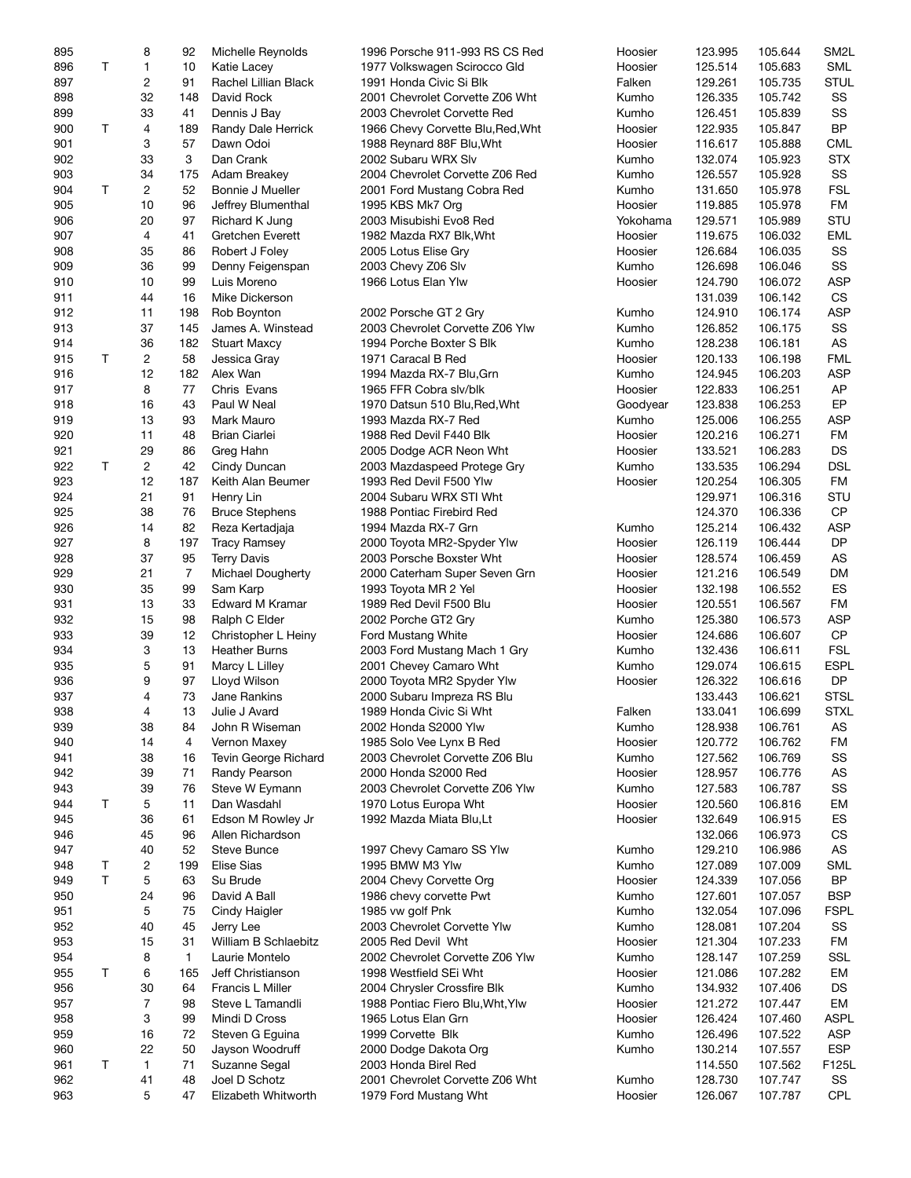| | | | | | | | | | |
|---|---|---|---|---|---|---|---|---|---|
| 895 | | 8 | 92 | Michelle Reynolds | 1996 Porsche 911-993 RS CS Red | Hoosier | 123.995 | 105.644 | SM2L |
| 896 | T | 1 | 10 | Katie Lacey | 1977 Volkswagen Scirocco Gld | Hoosier | 125.514 | 105.683 | SML |
| 897 | | 2 | 91 | Rachel Lillian Black | 1991 Honda Civic Si Blk | Falken | 129.261 | 105.735 | STUL |
| 898 | | 32 | 148 | David Rock | 2001 Chevrolet Corvette Z06 Wht | Kumho | 126.335 | 105.742 | SS |
| 899 | | 33 | 41 | Dennis J Bay | 2003 Chevrolet Corvette Red | Kumho | 126.451 | 105.839 | SS |
| 900 | T | 4 | 189 | Randy Dale Herrick | 1966 Chevy Corvette Blu,Red,Wht | Hoosier | 122.935 | 105.847 | BP |
| 901 | | 3 | 57 | Dawn Odoi | 1988 Reynard 88F Blu,Wht | Hoosier | 116.617 | 105.888 | CML |
| 902 | | 33 | 3 | Dan Crank | 2002 Subaru WRX Slv | Kumho | 132.074 | 105.923 | STX |
| 903 | | 34 | 175 | Adam Breakey | 2004 Chevrolet Corvette Z06 Red | Kumho | 126.557 | 105.928 | SS |
| 904 | T | 2 | 52 | Bonnie J Mueller | 2001 Ford Mustang Cobra Red | Kumho | 131.650 | 105.978 | FSL |
| 905 | | 10 | 96 | Jeffrey Blumenthal | 1995 KBS Mk7 Org | Hoosier | 119.885 | 105.978 | FM |
| 906 | | 20 | 97 | Richard K Jung | 2003 Misubishi Evo8 Red | Yokohama | 129.571 | 105.989 | STU |
| 907 | | 4 | 41 | Gretchen Everett | 1982 Mazda RX7 Blk,Wht | Hoosier | 119.675 | 106.032 | EML |
| 908 | | 35 | 86 | Robert J Foley | 2005 Lotus Elise Gry | Hoosier | 126.684 | 106.035 | SS |
| 909 | | 36 | 99 | Denny Feigenspan | 2003 Chevy Z06 Slv | Kumho | 126.698 | 106.046 | SS |
| 910 | | 10 | 99 | Luis Moreno | 1966 Lotus Elan Ylw | Hoosier | 124.790 | 106.072 | ASP |
| 911 | | 44 | 16 | Mike Dickerson | | | 131.039 | 106.142 | CS |
| 912 | | 11 | 198 | Rob Boynton | 2002 Porsche GT 2 Gry | Kumho | 124.910 | 106.174 | ASP |
| 913 | | 37 | 145 | James A. Winstead | 2003 Chevrolet Corvette Z06 Ylw | Kumho | 126.852 | 106.175 | SS |
| 914 | | 36 | 182 | Stuart Maxcy | 1994 Porche Boxter S Blk | Kumho | 128.238 | 106.181 | AS |
| 915 | T | 2 | 58 | Jessica Gray | 1971 Caracal B Red | Hoosier | 120.133 | 106.198 | FML |
| 916 | | 12 | 182 | Alex Wan | 1994 Mazda RX-7 Blu,Grn | Kumho | 124.945 | 106.203 | ASP |
| 917 | | 8 | 77 | Chris Evans | 1965 FFR Cobra slv/blk | Hoosier | 122.833 | 106.251 | AP |
| 918 | | 16 | 43 | Paul W Neal | 1970 Datsun 510 Blu,Red,Wht | Goodyear | 123.838 | 106.253 | EP |
| 919 | | 13 | 93 | Mark Mauro | 1993 Mazda RX-7 Red | Kumho | 125.006 | 106.255 | ASP |
| 920 | | 11 | 48 | Brian Ciarlei | 1988 Red Devil F440 Blk | Hoosier | 120.216 | 106.271 | FM |
| 921 | | 29 | 86 | Greg Hahn | 2005 Dodge ACR Neon Wht | Hoosier | 133.521 | 106.283 | DS |
| 922 | T | 2 | 42 | Cindy Duncan | 2003 Mazdaspeed Protege Gry | Kumho | 133.535 | 106.294 | DSL |
| 923 | | 12 | 187 | Keith Alan Beumer | 1993 Red Devil F500 Ylw | Hoosier | 120.254 | 106.305 | FM |
| 924 | | 21 | 91 | Henry Lin | 2004 Subaru WRX STI Wht | | 129.971 | 106.316 | STU |
| 925 | | 38 | 76 | Bruce Stephens | 1988 Pontiac Firebird Red | | 124.370 | 106.336 | CP |
| 926 | | 14 | 82 | Reza Kertadjaja | 1994 Mazda RX-7 Grn | Kumho | 125.214 | 106.432 | ASP |
| 927 | | 8 | 197 | Tracy Ramsey | 2000 Toyota MR2-Spyder Ylw | Hoosier | 126.119 | 106.444 | DP |
| 928 | | 37 | 95 | Terry Davis | 2003 Porsche Boxster Wht | Hoosier | 128.574 | 106.459 | AS |
| 929 | | 21 | 7 | Michael Dougherty | 2000 Caterham Super Seven Grn | Hoosier | 121.216 | 106.549 | DM |
| 930 | | 35 | 99 | Sam Karp | 1993 Toyota MR 2 Yel | Hoosier | 132.198 | 106.552 | ES |
| 931 | | 13 | 33 | Edward M Kramar | 1989 Red Devil F500 Blu | Hoosier | 120.551 | 106.567 | FM |
| 932 | | 15 | 98 | Ralph C Elder | 2002 Porche GT2 Gry | Kumho | 125.380 | 106.573 | ASP |
| 933 | | 39 | 12 | Christopher L Heiny | Ford Mustang White | Hoosier | 124.686 | 106.607 | CP |
| 934 | | 3 | 13 | Heather Burns | 2003 Ford Mustang Mach 1 Gry | Kumho | 132.436 | 106.611 | FSL |
| 935 | | 5 | 91 | Marcy L Lilley | 2001 Chevy Camaro Wht | Kumho | 129.074 | 106.615 | ESPL |
| 936 | | 9 | 97 | Lloyd Wilson | 2000 Toyota MR2 Spyder Ylw | Hoosier | 126.322 | 106.616 | DP |
| 937 | | 4 | 73 | Jane Rankins | 2000 Subaru Impreza RS Blu | | 133.443 | 106.621 | STSL |
| 938 | | 4 | 13 | Julie J Avard | 1989 Honda Civic Si Wht | Falken | 133.041 | 106.699 | STXL |
| 939 | | 38 | 84 | John R Wiseman | 2002 Honda S2000 Ylw | Kumho | 128.938 | 106.761 | AS |
| 940 | | 14 | 4 | Vernon Maxey | 1985 Solo Vee Lynx B Red | Hoosier | 120.772 | 106.762 | FM |
| 941 | | 38 | 16 | Tevin George Richard | 2003 Chevrolet Corvette Z06 Blu | Kumho | 127.562 | 106.769 | SS |
| 942 | | 39 | 71 | Randy Pearson | 2000 Honda S2000 Red | Hoosier | 128.957 | 106.776 | AS |
| 943 | | 39 | 76 | Steve W Eymann | 2003 Chevrolet Corvette Z06 Ylw | Kumho | 127.583 | 106.787 | SS |
| 944 | T | 5 | 11 | Dan Wasdahl | 1970 Lotus Europa Wht | Hoosier | 120.560 | 106.816 | EM |
| 945 | | 36 | 61 | Edson M Rowley Jr | 1992 Mazda Miata Blu,Lt | Hoosier | 132.649 | 106.915 | ES |
| 946 | | 45 | 96 | Allen Richardson | | | 132.066 | 106.973 | CS |
| 947 | | 40 | 52 | Steve Bunce | 1997 Chevy Camaro SS Ylw | Kumho | 129.210 | 106.986 | AS |
| 948 | T | 2 | 199 | Elise Sias | 1995 BMW M3 Ylw | Kumho | 127.089 | 107.009 | SML |
| 949 | T | 5 | 63 | Su Brude | 2004 Chevy Corvette Org | Hoosier | 124.339 | 107.056 | BP |
| 950 | | 24 | 96 | David A Ball | 1986 chevy corvette Pwt | Kumho | 127.601 | 107.057 | BSP |
| 951 | | 5 | 75 | Cindy Haigler | 1985 vw golf Pnk | Kumho | 132.054 | 107.096 | FSPL |
| 952 | | 40 | 45 | Jerry Lee | 2003 Chevrolet Corvette Ylw | Kumho | 128.081 | 107.204 | SS |
| 953 | | 15 | 31 | William B Schlaebitz | 2005 Red Devil Wht | Hoosier | 121.304 | 107.233 | FM |
| 954 | | 8 | 1 | Laurie Montelo | 2002 Chevrolet Corvette Z06 Ylw | Kumho | 128.147 | 107.259 | SSL |
| 955 | T | 6 | 165 | Jeff Christianson | 1998 Westfield SEi Wht | Hoosier | 121.086 | 107.282 | EM |
| 956 | | 30 | 64 | Francis L Miller | 2004 Chrysler Crossfire Blk | Kumho | 134.932 | 107.406 | DS |
| 957 | | 7 | 98 | Steve L Tamandli | 1988 Pontiac Fiero Blu,Wht,Ylw | Hoosier | 121.272 | 107.447 | EM |
| 958 | | 3 | 99 | Mindi D Cross | 1965 Lotus Elan Grn | Hoosier | 126.424 | 107.460 | ASPL |
| 959 | | 16 | 72 | Steven G Eguina | 1999 Corvette Blk | Kumho | 126.496 | 107.522 | ASP |
| 960 | | 22 | 50 | Jayson Woodruff | 2000 Dodge Dakota Org | Kumho | 130.214 | 107.557 | ESP |
| 961 | T | 1 | 71 | Suzanne Segal | 2003 Honda Birel Red | | 114.550 | 107.562 | F125L |
| 962 | | 41 | 48 | Joel D Schotz | 2001 Chevrolet Corvette Z06 Wht | Kumho | 128.730 | 107.747 | SS |
| 963 | | 5 | 47 | Elizabeth Whitworth | 1979 Ford Mustang Wht | Hoosier | 126.067 | 107.787 | CPL |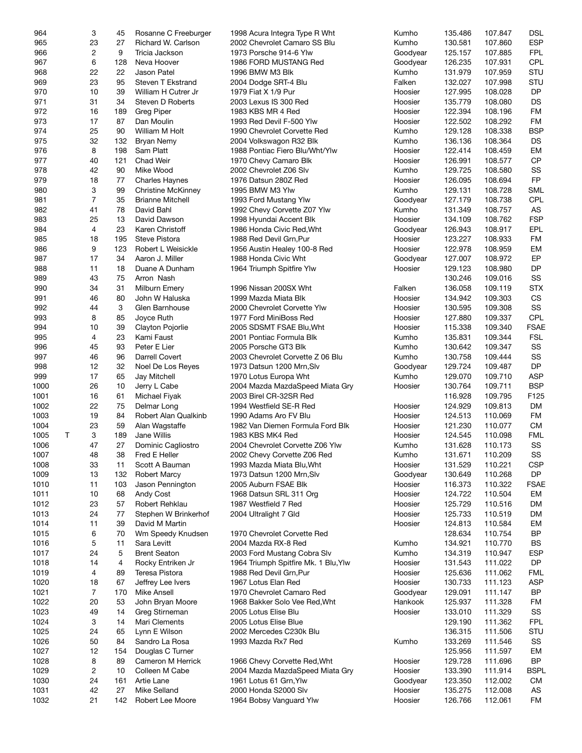| | | | | | | | | | |
|---|---|---|---|---|---|---|---|---|---|
| 964 | | 3 | 45 | Rosanne C Freeburger | 1998 Acura Integra Type R Wht | Kumho | 135.486 | 107.847 | DSL |
| 965 | | 23 | 27 | Richard W. Carlson | 2002 Chevrolet Camaro SS Blu | Kumho | 130.581 | 107.860 | ESP |
| 966 | | 2 | 9 | Tricia Jackson | 1973 Porsche 914-6 Ylw | Goodyear | 125.157 | 107.885 | FPL |
| 967 | | 6 | 128 | Neva Hoover | 1986 FORD MUSTANG Red | Goodyear | 126.235 | 107.931 | CPL |
| 968 | | 22 | 22 | Jason Patel | 1996 BMW M3 Blk | Kumho | 131.979 | 107.959 | STU |
| 969 | | 23 | 95 | Steven T Ekstrand | 2004 Dodge SRT-4 Blu | Falken | 132.027 | 107.998 | STU |
| 970 | | 10 | 39 | William H Cutrer Jr | 1979 Fiat X 1/9 Pur | Hoosier | 127.995 | 108.028 | DP |
| 971 | | 31 | 34 | Steven D Roberts | 2003 Lexus IS 300 Red | Hoosier | 135.779 | 108.080 | DS |
| 972 | | 16 | 189 | Greg Piper | 1983 KBS MR 4 Red | Hoosier | 122.394 | 108.196 | FM |
| 973 | | 17 | 87 | Dan Moulin | 1993 Red Devil F-500 Ylw | Hoosier | 122.502 | 108.292 | FM |
| 974 | | 25 | 90 | William M Holt | 1990 Chevrolet Corvette Red | Kumho | 129.128 | 108.338 | BSP |
| 975 | | 32 | 132 | Bryan Nemy | 2004 Volkswagon R32 Blk | Kumho | 136.136 | 108.364 | DS |
| 976 | | 8 | 198 | Sam Platt | 1988 Pontiac Fiero Blu/Wht/Ylw | Hoosier | 122.414 | 108.459 | EM |
| 977 | | 40 | 121 | Chad Weir | 1970 Chevy Camaro Blk | Hoosier | 126.991 | 108.577 | CP |
| 978 | | 42 | 90 | Mike Wood | 2002 Chevrolet Z06 Slv | Kumho | 129.725 | 108.580 | SS |
| 979 | | 18 | 77 | Charles Haynes | 1976 Datsun 280Z Red | Hoosier | 126.095 | 108.694 | FP |
| 980 | | 3 | 99 | Christine McKinney | 1995 BMW M3 Ylw | Kumho | 129.131 | 108.728 | SML |
| 981 | | 7 | 35 | Brianne Mitchell | 1993 Ford Mustang Ylw | Goodyear | 127.179 | 108.738 | CPL |
| 982 | | 41 | 78 | David Bahl | 1992 Chevy Corvette Z07 Ylw | Kumho | 131.349 | 108.757 | AS |
| 983 | | 25 | 13 | David Dawson | 1998 Hyundai Accent Blk | Hoosier | 134.109 | 108.762 | FSP |
| 984 | | 4 | 23 | Karen Christoff | 1986 Honda Civic Red,Wht | Goodyear | 126.943 | 108.917 | EPL |
| 985 | | 18 | 195 | Steve Pistora | 1988 Red Devil Grn,Pur | Hoosier | 123.227 | 108.933 | FM |
| 986 | | 9 | 123 | Robert L Weisickle | 1956 Austin Healey 100-8 Red | Hoosier | 122.978 | 108.959 | EM |
| 987 | | 17 | 34 | Aaron J. Miller | 1988 Honda Civic Wht | Goodyear | 127.007 | 108.972 | EP |
| 988 | | 11 | 18 | Duane A Dunham | 1964 Triumph Spitfire Ylw | Hoosier | 129.123 | 108.980 | DP |
| 989 | | 43 | 75 | Arron Nash | | | 130.246 | 109.016 | SS |
| 990 | | 34 | 31 | Milburn Emery | 1996 Nissan 200SX Wht | Falken | 136.058 | 109.119 | STX |
| 991 | | 46 | 80 | John W Haluska | 1999 Mazda Miata Blk | Hoosier | 134.942 | 109.303 | CS |
| 992 | | 44 | 3 | Glen Barnhouse | 2000 Chevrolet Corvette Ylw | Hoosier | 130.595 | 109.308 | SS |
| 993 | | 8 | 85 | Joyce Ruth | 1977 Ford MiniBoss Red | Hoosier | 127.880 | 109.337 | CPL |
| 994 | | 10 | 39 | Clayton Pojorlie | 2005 SDSMT FSAE Blu,Wht | Hoosier | 115.338 | 109.340 | FSAE |
| 995 | | 4 | 23 | Kami Faust | 2001 Pontiac Formula Blk | Kumho | 135.831 | 109.344 | FSL |
| 996 | | 45 | 93 | Peter E Lier | 2005 Porsche GT3 Blk | Kumho | 130.642 | 109.347 | SS |
| 997 | | 46 | 96 | Darrell Covert | 2003 Chevrolet Corvette Z 06 Blu | Kumho | 130.758 | 109.444 | SS |
| 998 | | 12 | 32 | Noel De Los Reyes | 1973 Datsun 1200 Mrn,Slv | Goodyear | 129.724 | 109.487 | DP |
| 999 | | 17 | 65 | Jay Mitchell | 1970 Lotus Europa Wht | Kumho | 129.070 | 109.710 | ASP |
| 1000 | | 26 | 10 | Jerry L Cabe | 2004 Mazda MazdaSpeed Miata Gry | Hoosier | 130.764 | 109.711 | BSP |
| 1001 | | 16 | 61 | Michael Fiyak | 2003 Birel CR-32SR Red | | 116.928 | 109.795 | F125 |
| 1002 | | 22 | 75 | Delmar Long | 1994 Westfield SE-R Red | Hoosier | 124.929 | 109.813 | DM |
| 1003 | | 19 | 84 | Robert Alan Qualkinb | 1990 Adams Aro FV Blu | Hoosier | 124.513 | 110.069 | FM |
| 1004 | | 23 | 59 | Alan Wagstaffe | 1982 Van Diemen Formula Ford Blk | Hoosier | 121.230 | 110.077 | CM |
| 1005 | T | 3 | 189 | Jane Willis | 1983 KBS MK4 Red | Hoosier | 124.545 | 110.098 | FML |
| 1006 | | 47 | 27 | Dominic Cagliostro | 2004 Chevrolet Corvette Z06 Ylw | Kumho | 131.628 | 110.173 | SS |
| 1007 | | 48 | 38 | Fred E Heller | 2002 Chevy Corvette Z06 Red | Kumho | 131.671 | 110.209 | SS |
| 1008 | | 33 | 11 | Scott A Bauman | 1993 Mazda Miata Blu,Wht | Hoosier | 131.529 | 110.221 | CSP |
| 1009 | | 13 | 132 | Robert Marcy | 1973 Datsun 1200 Mrn,Slv | Goodyear | 130.649 | 110.268 | DP |
| 1010 | | 11 | 103 | Jason Pennington | 2005 Auburn FSAE Blk | Hoosier | 116.373 | 110.322 | FSAE |
| 1011 | | 10 | 68 | Andy Cost | 1968 Datsun SRL 311 Org | Hoosier | 124.722 | 110.504 | EM |
| 1012 | | 23 | 57 | Robert Rehklau | 1987 Westfield 7 Red | Hoosier | 125.729 | 110.516 | DM |
| 1013 | | 24 | 77 | Stephen W Brinkerhof | 2004 Ultralight 7 Gld | Hoosier | 125.733 | 110.519 | DM |
| 1014 | | 11 | 39 | David M Martin | | Hoosier | 124.813 | 110.584 | EM |
| 1015 | | 6 | 70 | Wm Speedy Knudsen | 1970 Chevrolet Corvette Red | | 128.634 | 110.754 | BP |
| 1016 | | 5 | 11 | Sara Levitt | 2004 Mazda RX-8 Red | Kumho | 134.921 | 110.770 | BS |
| 1017 | | 24 | 5 | Brent Seaton | 2003 Ford Mustang Cobra Slv | Kumho | 134.319 | 110.947 | ESP |
| 1018 | | 14 | 4 | Rocky Entriken Jr | 1964 Triumph Spitfire Mk. 1 Blu,Ylw | Hoosier | 131.543 | 111.022 | DP |
| 1019 | | 4 | 89 | Teresa Pistora | 1988 Red Devil Grn,Pur | Hoosier | 125.636 | 111.062 | FML |
| 1020 | | 18 | 67 | Jeffrey Lee Ivers | 1967 Lotus Elan Red | Hoosier | 130.733 | 111.123 | ASP |
| 1021 | | 7 | 170 | Mike Ansell | 1970 Chevrolet Camaro Red | Goodyear | 129.091 | 111.147 | BP |
| 1022 | | 20 | 53 | John Bryan Moore | 1968 Bakker Solo Vee Red,Wht | Hankook | 125.937 | 111.328 | FM |
| 1023 | | 49 | 14 | Greg Stirneman | 2005 Lotus Elise Blu | Hoosier | 133.010 | 111.329 | SS |
| 1024 | | 3 | 14 | Mari Clements | 2005 Lotus Elise Blue | | 129.190 | 111.362 | FPL |
| 1025 | | 24 | 65 | Lynn E Wilson | 2002 Mercedes C230k Blu | | 136.315 | 111.506 | STU |
| 1026 | | 50 | 84 | Sandro La Rosa | 1993 Mazda Rx7 Red | Kumho | 133.269 | 111.546 | SS |
| 1027 | | 12 | 154 | Douglas C Turner | | | 125.956 | 111.597 | EM |
| 1028 | | 8 | 89 | Cameron M Herrick | 1966 Chevy Corvette Red,Wht | Hoosier | 129.728 | 111.696 | BP |
| 1029 | | 2 | 10 | Colleen M Cabe | 2004 Mazda MazdaSpeed Miata Gry | Hoosier | 133.390 | 111.914 | BSPL |
| 1030 | | 24 | 161 | Artie Lane | 1961 Lotus 61 Grn,Ylw | Goodyear | 123.350 | 112.002 | CM |
| 1031 | | 42 | 27 | Mike Selland | 2000 Honda S2000 Slv | Hoosier | 135.275 | 112.008 | AS |
| 1032 | | 21 | 142 | Robert Lee Moore | 1964 Bobsy Vanguard Ylw | Hoosier | 126.766 | 112.061 | FM |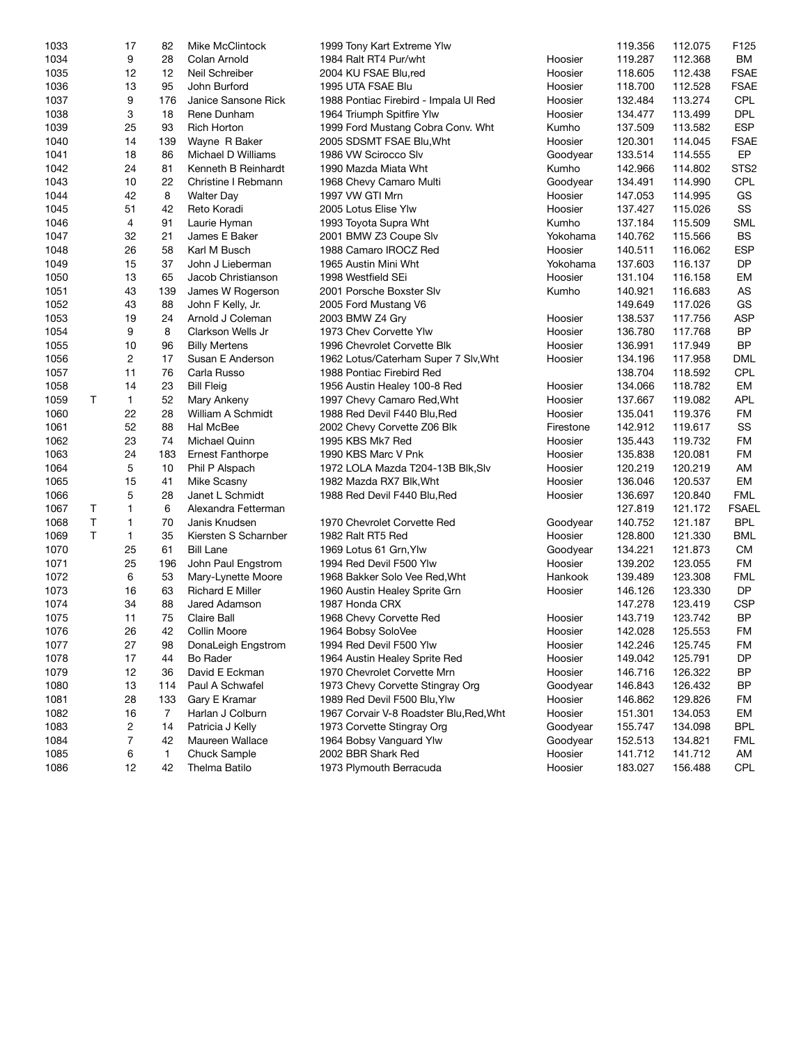| | | | | | | | | | |
|---|---|---|---|---|---|---|---|---|---|
| 1033 | | 17 | 82 | Mike McClintock | 1999 Tony Kart Extreme Ylw | | 119.356 | 112.075 | F125 |
| 1034 | | 9 | 28 | Colan Arnold | 1984 Ralt RT4 Pur/wht | Hoosier | 119.287 | 112.368 | BM |
| 1035 | | 12 | 12 | Neil Schreiber | 2004 KU FSAE Blu,red | Hoosier | 118.605 | 112.438 | FSAE |
| 1036 | | 13 | 95 | John Burford | 1995 UTA FSAE Blu | Hoosier | 118.700 | 112.528 | FSAE |
| 1037 | | 9 | 176 | Janice Sansone Rick | 1988 Pontiac Firebird - Impala Ul Red | Hoosier | 132.484 | 113.274 | CPL |
| 1038 | | 3 | 18 | Rene Dunham | 1964 Triumph Spitfire Ylw | Hoosier | 134.477 | 113.499 | DPL |
| 1039 | | 25 | 93 | Rich Horton | 1999 Ford Mustang Cobra Conv. Wht | Kumho | 137.509 | 113.582 | ESP |
| 1040 | | 14 | 139 | Wayne R Baker | 2005 SDSMT FSAE Blu,Wht | Hoosier | 120.301 | 114.045 | FSAE |
| 1041 | | 18 | 86 | Michael D Williams | 1986 VW Scirocco Slv | Goodyear | 133.514 | 114.555 | EP |
| 1042 | | 24 | 81 | Kenneth B Reinhardt | 1990 Mazda Miata Wht | Kumho | 142.966 | 114.802 | STS2 |
| 1043 | | 10 | 22 | Christine I Rebmann | 1968 Chevy Camaro Multi | Goodyear | 134.491 | 114.990 | CPL |
| 1044 | | 42 | 8 | Walter Day | 1997 VW GTI Mrn | Hoosier | 147.053 | 114.995 | GS |
| 1045 | | 51 | 42 | Reto Koradi | 2005 Lotus Elise Ylw | Hoosier | 137.427 | 115.026 | SS |
| 1046 | | 4 | 91 | Laurie Hyman | 1993 Toyota Supra Wht | Kumho | 137.184 | 115.509 | SML |
| 1047 | | 32 | 21 | James E Baker | 2001 BMW Z3 Coupe Slv | Yokohama | 140.762 | 115.566 | BS |
| 1048 | | 26 | 58 | Karl M Busch | 1988 Camaro IROCZ Red | Hoosier | 140.511 | 116.062 | ESP |
| 1049 | | 15 | 37 | John J Lieberman | 1965 Austin Mini Wht | Yokohama | 137.603 | 116.137 | DP |
| 1050 | | 13 | 65 | Jacob Christianson | 1998 Westfield SEi | Hoosier | 131.104 | 116.158 | EM |
| 1051 | | 43 | 139 | James W Rogerson | 2001 Porsche Boxster Slv | Kumho | 140.921 | 116.683 | AS |
| 1052 | | 43 | 88 | John F Kelly, Jr. | 2005 Ford Mustang V6 | | 149.649 | 117.026 | GS |
| 1053 | | 19 | 24 | Arnold J Coleman | 2003 BMW Z4 Gry | Hoosier | 138.537 | 117.756 | ASP |
| 1054 | | 9 | 8 | Clarkson Wells Jr | 1973 Chev Corvette Ylw | Hoosier | 136.780 | 117.768 | BP |
| 1055 | | 10 | 96 | Billy Mertens | 1996 Chevrolet Corvette Blk | Hoosier | 136.991 | 117.949 | BP |
| 1056 | | 2 | 17 | Susan E Anderson | 1962 Lotus/Caterham Super 7 Slv,Wht | Hoosier | 134.196 | 117.958 | DML |
| 1057 | | 11 | 76 | Carla Russo | 1988 Pontiac Firebird Red | | 138.704 | 118.592 | CPL |
| 1058 | | 14 | 23 | Bill Fleig | 1956 Austin Healey 100-8 Red | Hoosier | 134.066 | 118.782 | EM |
| 1059 | T | 1 | 52 | Mary Ankeny | 1997 Chevy Camaro Red,Wht | Hoosier | 137.667 | 119.082 | APL |
| 1060 | | 22 | 28 | William A Schmidt | 1988 Red Devil F440 Blu,Red | Hoosier | 135.041 | 119.376 | FM |
| 1061 | | 52 | 88 | Hal McBee | 2002 Chevy Corvette Z06 Blk | Firestone | 142.912 | 119.617 | SS |
| 1062 | | 23 | 74 | Michael Quinn | 1995 KBS Mk7 Red | Hoosier | 135.443 | 119.732 | FM |
| 1063 | | 24 | 183 | Ernest Fanthorpe | 1990 KBS Marc V Pnk | Hoosier | 135.838 | 120.081 | FM |
| 1064 | | 5 | 10 | Phil P Alspach | 1972 LOLA Mazda T204-13B Blk,Slv | Hoosier | 120.219 | 120.219 | AM |
| 1065 | | 15 | 41 | Mike Scasny | 1982 Mazda RX7 Blk,Wht | Hoosier | 136.046 | 120.537 | EM |
| 1066 | | 5 | 28 | Janet L Schmidt | 1988 Red Devil F440 Blu,Red | Hoosier | 136.697 | 120.840 | FML |
| 1067 | T | 1 | 6 | Alexandra Fetterman | | | 127.819 | 121.172 | FSAEL |
| 1068 | T | 1 | 70 | Janis Knudsen | 1970 Chevrolet Corvette Red | Goodyear | 140.752 | 121.187 | BPL |
| 1069 | T | 1 | 35 | Kiersten S Scharnber | 1982 Ralt RT5 Red | Hoosier | 128.800 | 121.330 | BML |
| 1070 | | 25 | 61 | Bill Lane | 1969 Lotus 61 Grn,Ylw | Goodyear | 134.221 | 121.873 | CM |
| 1071 | | 25 | 196 | John Paul Engstrom | 1994 Red Devil F500 Ylw | Hoosier | 139.202 | 123.055 | FM |
| 1072 | | 6 | 53 | Mary-Lynette Moore | 1968 Bakker Solo Vee Red,Wht | Hankook | 139.489 | 123.308 | FML |
| 1073 | | 16 | 63 | Richard E Miller | 1960 Austin Healey Sprite Grn | Hoosier | 146.126 | 123.330 | DP |
| 1074 | | 34 | 88 | Jared Adamson | 1987 Honda CRX | | 147.278 | 123.419 | CSP |
| 1075 | | 11 | 75 | Claire Ball | 1968 Chevy Corvette Red | Hoosier | 143.719 | 123.742 | BP |
| 1076 | | 26 | 42 | Collin Moore | 1964 Bobsy SoloVee | Hoosier | 142.028 | 125.553 | FM |
| 1077 | | 27 | 98 | DonaLeigh Engstrom | 1994 Red Devil F500 Ylw | Hoosier | 142.246 | 125.745 | FM |
| 1078 | | 17 | 44 | Bo Rader | 1964 Austin Healey Sprite Red | Hoosier | 149.042 | 125.791 | DP |
| 1079 | | 12 | 36 | David E Eckman | 1970 Chevrolet Corvette Mrn | Hoosier | 146.716 | 126.322 | BP |
| 1080 | | 13 | 114 | Paul A Schwafel | 1973 Chevy Corvette Stingray Org | Goodyear | 146.843 | 126.432 | BP |
| 1081 | | 28 | 133 | Gary E Kramar | 1989 Red Devil F500 Blu,Ylw | Hoosier | 146.862 | 129.826 | FM |
| 1082 | | 16 | 7 | Harlan J Colburn | 1967 Corvair V-8 Roadster Blu,Red,Wht | Hoosier | 151.301 | 134.053 | EM |
| 1083 | | 2 | 14 | Patricia J Kelly | 1973 Corvette Stingray Org | Goodyear | 155.747 | 134.098 | BPL |
| 1084 | | 7 | 42 | Maureen Wallace | 1964 Bobsy Vanguard Ylw | Goodyear | 152.513 | 134.821 | FML |
| 1085 | | 6 | 1 | Chuck Sample | 2002 BBR Shark Red | Hoosier | 141.712 | 141.712 | AM |
| 1086 | | 12 | 42 | Thelma Batilo | 1973 Plymouth Berracuda | Hoosier | 183.027 | 156.488 | CPL |